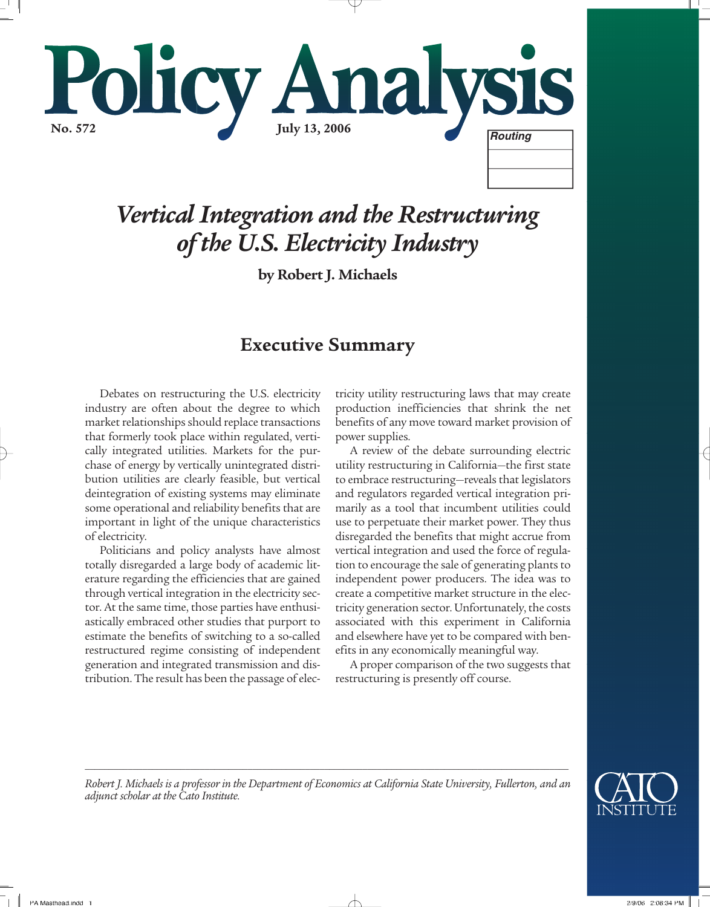# Policy Analysis

**No. 572** **July 13, 2006**

Routing

## *Vertical Integration and the Restructuring of the U.S. Electricity Industry*

**by Robert J. Michaels**

## Executive Summary

Debates on restructuring the U.S. electricity industry are often about the degree to which market relationships should replace transactions that formerly took place within regulated, vertically integrated utilities. Markets for the purchase of energy by vertically unintegrated distribution utilities are clearly feasible, but vertical deintegration of existing systems may eliminate some operational and reliability benefits that are important in light of the unique characteristics of electricity.

Politicians and policy analysts have almost totally disregarded a large body of academic literature regarding the efficiencies that are gained through vertical integration in the electricity sector. At the same time, those parties have enthusiastically embraced other studies that purport to estimate the benefits of switching to a so-called restructured regime consisting of independent generation and integrated transmission and distribution. The result has been the passage of electricity utility restructuring laws that may create production inefficiencies that shrink the net benefits of any move toward market provision of power supplies.

A review of the debate surrounding electric utility restructuring in California—the first state to embrace restructuring—reveals that legislators and regulators regarded vertical integration primarily as a tool that incumbent utilities could use to perpetuate their market power. They thus disregarded the benefits that might accrue from vertical integration and used the force of regulation to encourage the sale of generating plants to independent power producers. The idea was to create a competitive market structure in the electricity generation sector. Unfortunately, the costs associated with this experiment in California and elsewhere have yet to be compared with benefits in any economically meaningful way.

A proper comparison of the two suggests that restructuring is presently off course.

---

*Robert J. Michaels is a professor in the Department of Economics at California State University, Fullerton, and an adjunct scholar at the Cato Institute.*

CATO INSTITUTE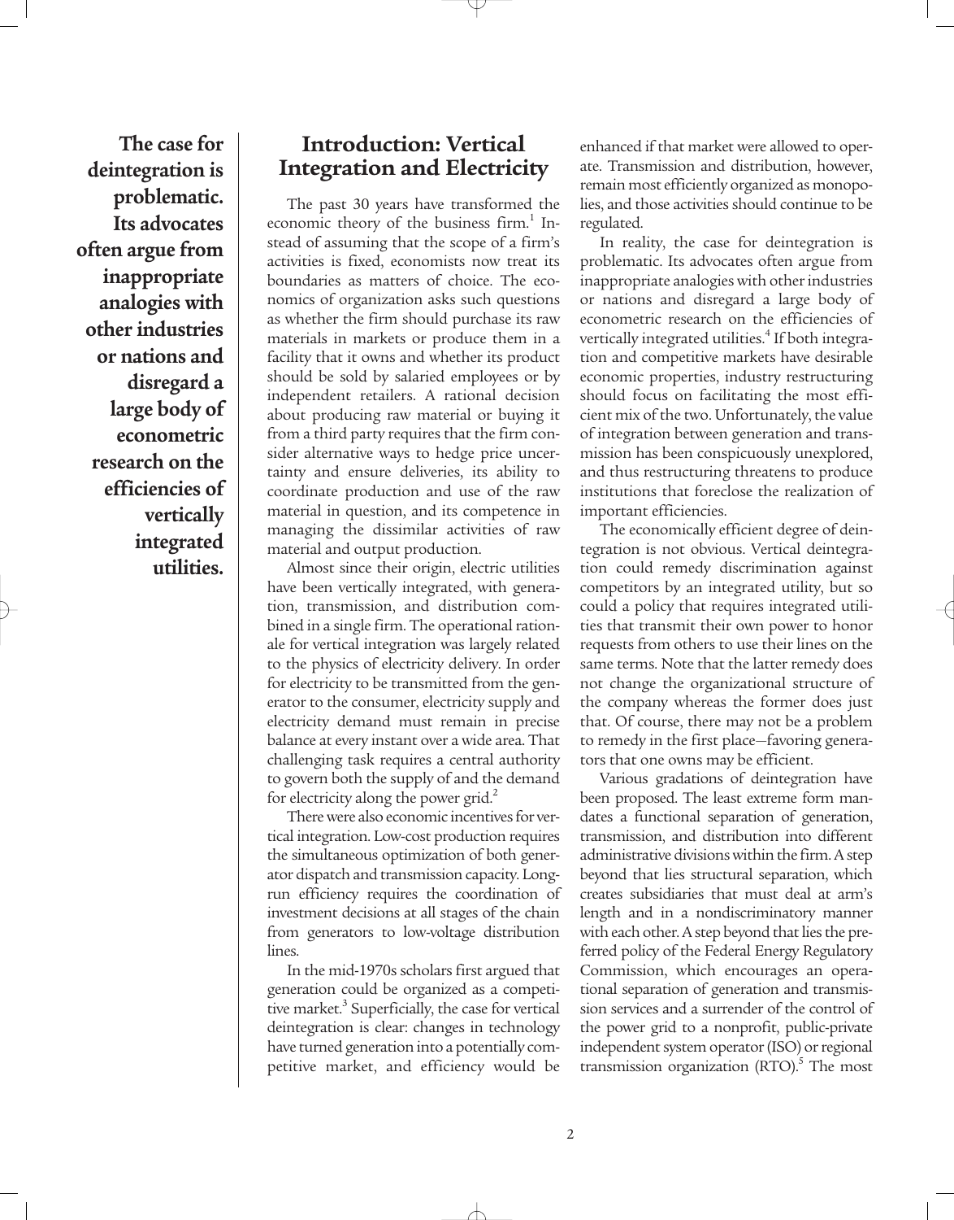**The case for deintegration is problematic. Its advocates often argue from inappropriate analogies with other industries or nations and disregard a large body of econometric research on the efficiencies of vertically integrated utilities.**

## Introduction: Vertical Integration and Electricity

The past 30 years have transformed the economic theory of the business firm.[1] Instead of assuming that the scope of a firm's activities is fixed, economists now treat its boundaries as matters of choice. The economics of organization asks such questions as whether the firm should purchase its raw materials in markets or produce them in a facility that it owns and whether its product should be sold by salaried employees or by independent retailers. A rational decision about producing raw material or buying it from a third party requires that the firm consider alternative ways to hedge price uncertainty and ensure deliveries, its ability to coordinate production and use of the raw material in question, and its competence in managing the dissimilar activities of raw material and output production.

Almost since their origin, electric utilities have been vertically integrated, with generation, transmission, and distribution combined in a single firm. The operational rationale for vertical integration was largely related to the physics of electricity delivery. In order for electricity to be transmitted from the generator to the consumer, electricity supply and electricity demand must remain in precise balance at every instant over a wide area. That challenging task requires a central authority to govern both the supply of and the demand for electricity along the power grid.[2]

There were also economic incentives for vertical integration. Low-cost production requires the simultaneous optimization of both generator dispatch and transmission capacity. Long-run efficiency requires the coordination of investment decisions at all stages of the chain from generators to low-voltage distribution lines.

In the mid-1970s scholars first argued that generation could be organized as a competitive market.[3] Superficially, the case for vertical deintegration is clear: changes in technology have turned generation into a potentially competitive market, and efficiency would be enhanced if that market were allowed to operate. Transmission and distribution, however, remain most efficiently organized as monopolies, and those activities should continue to be regulated.

In reality, the case for deintegration is problematic. Its advocates often argue from inappropriate analogies with other industries or nations and disregard a large body of econometric research on the efficiencies of vertically integrated utilities.[4] If both integration and competitive markets have desirable economic properties, industry restructuring should focus on facilitating the most efficient mix of the two. Unfortunately, the value of integration between generation and transmission has been conspicuously unexplored, and thus restructuring threatens to produce institutions that foreclose the realization of important efficiencies.

The economically efficient degree of deintegration is not obvious. Vertical deintegration could remedy discrimination against competitors by an integrated utility, but so could a policy that requires integrated utilities that transmit their own power to honor requests from others to use their lines on the same terms. Note that the latter remedy does not change the organizational structure of the company whereas the former does just that. Of course, there may not be a problem to remedy in the first place—favoring generators that one owns may be efficient.

Various gradations of deintegration have been proposed. The least extreme form mandates a functional separation of generation, transmission, and distribution into different administrative divisions within the firm. A step beyond that lies structural separation, which creates subsidiaries that must deal at arm's length and in a nondiscriminatory manner with each other. A step beyond that lies the preferred policy of the Federal Energy Regulatory Commission, which encourages an operational separation of generation and transmission services and a surrender of the control of the power grid to a nonprofit, public-private independent system operator (ISO) or regional transmission organization (RTO).[5] The most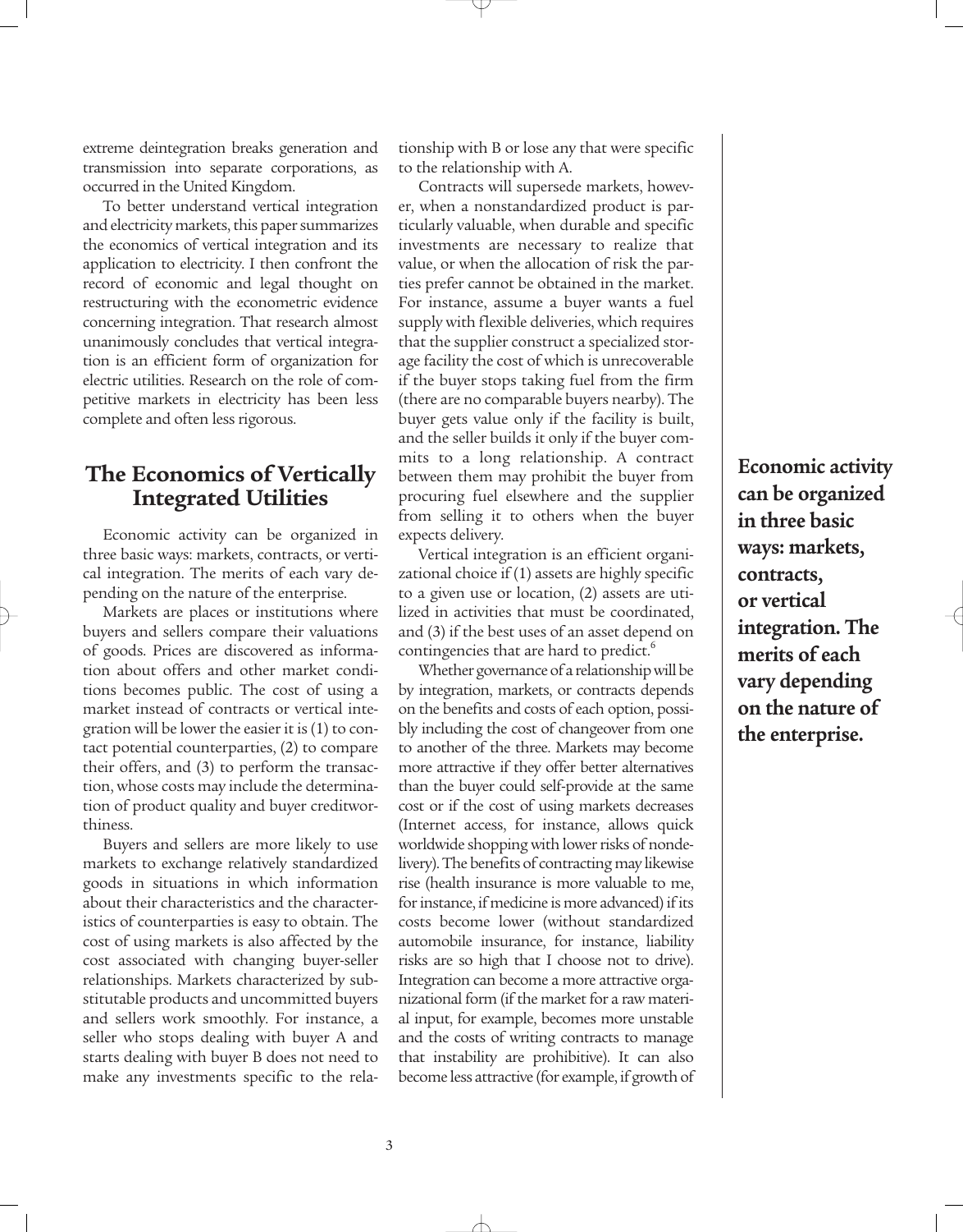extreme deintegration breaks generation and transmission into separate corporations, as occurred in the United Kingdom.

To better understand vertical integration and electricity markets, this paper summarizes the economics of vertical integration and its application to electricity. I then confront the record of economic and legal thought on restructuring with the econometric evidence concerning integration. That research almost unanimously concludes that vertical integration is an efficient form of organization for electric utilities. Research on the role of competitive markets in electricity has been less complete and often less rigorous.

## The Economics of Vertically Integrated Utilities

Economic activity can be organized in three basic ways: markets, contracts, or vertical integration. The merits of each vary depending on the nature of the enterprise.

Markets are places or institutions where buyers and sellers compare their valuations of goods. Prices are discovered as information about offers and other market conditions becomes public. The cost of using a market instead of contracts or vertical integration will be lower the easier it is (1) to contact potential counterparties, (2) to compare their offers, and (3) to perform the transaction, whose costs may include the determination of product quality and buyer creditworthiness.

Buyers and sellers are more likely to use markets to exchange relatively standardized goods in situations in which information about their characteristics and the characteristics of counterparties is easy to obtain. The cost of using markets is also affected by the cost associated with changing buyer-seller relationships. Markets characterized by substitutable products and uncommitted buyers and sellers work smoothly. For instance, a seller who stops dealing with buyer A and starts dealing with buyer B does not need to make any investments specific to the relationship with B or lose any that were specific to the relationship with A.

Contracts will supersede markets, however, when a nonstandardized product is particularly valuable, when durable and specific investments are necessary to realize that value, or when the allocation of risk the parties prefer cannot be obtained in the market. For instance, assume a buyer wants a fuel supply with flexible deliveries, which requires that the supplier construct a specialized storage facility the cost of which is unrecoverable if the buyer stops taking fuel from the firm (there are no comparable buyers nearby). The buyer gets value only if the facility is built, and the seller builds it only if the buyer commits to a long relationship. A contract between them may prohibit the buyer from procuring fuel elsewhere and the supplier from selling it to others when the buyer expects delivery.

Vertical integration is an efficient organizational choice if (1) assets are highly specific to a given use or location, (2) assets are utilized in activities that must be coordinated, and (3) if the best uses of an asset depend on contingencies that are hard to predict.[6]

Whether governance of a relationship will be by integration, markets, or contracts depends on the benefits and costs of each option, possibly including the cost of changeover from one to another of the three. Markets may become more attractive if they offer better alternatives than the buyer could self-provide at the same cost or if the cost of using markets decreases (Internet access, for instance, allows quick worldwide shopping with lower risks of nondelivery). The benefits of contracting may likewise rise (health insurance is more valuable to me, for instance, if medicine is more advanced) if its costs become lower (without standardized automobile insurance, for instance, liability risks are so high that I choose not to drive). Integration can become a more attractive organizational form (if the market for a raw material input, for example, becomes more unstable and the costs of writing contracts to manage that instability are prohibitive). It can also become less attractive (for example, if growth of

**Economic activity can be organized in three basic ways: markets, contracts, or vertical integration. The merits of each vary depending on the nature of the enterprise.**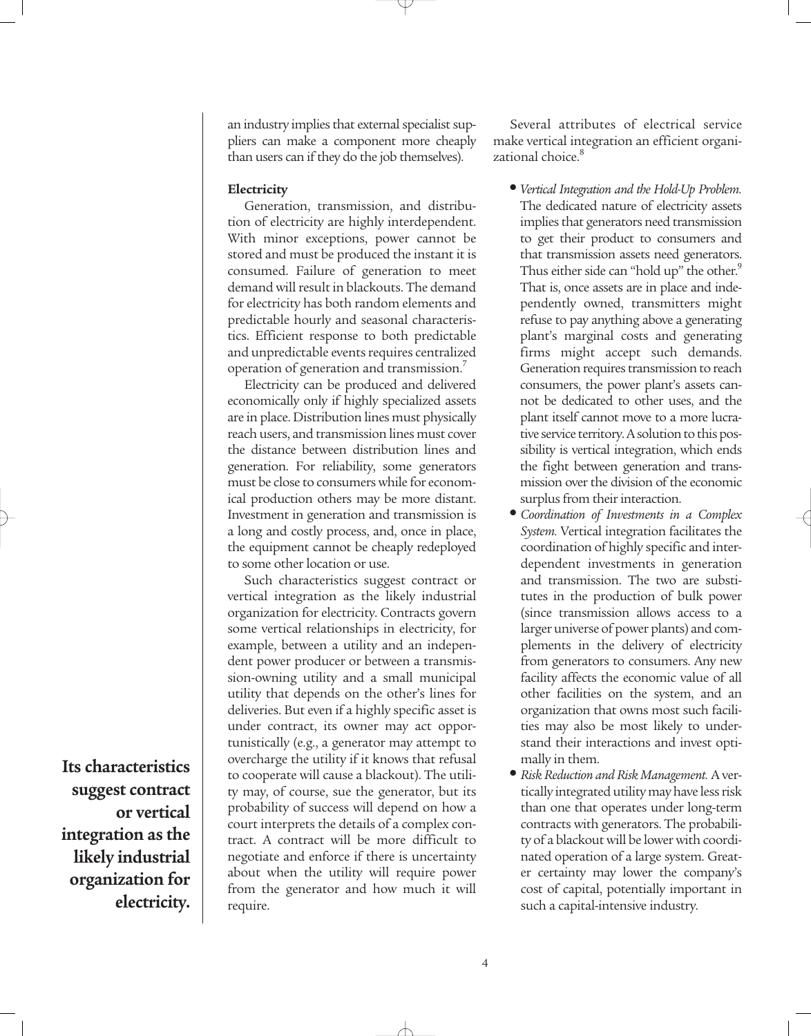an industry implies that external specialist suppliers can make a component more cheaply than users can if they do the job themselves).

### Electricity

Generation, transmission, and distribution of electricity are highly interdependent. With minor exceptions, power cannot be stored and must be produced the instant it is consumed. Failure of generation to meet demand will result in blackouts. The demand for electricity has both random elements and predictable hourly and seasonal characteristics. Efficient response to both predictable and unpredictable events requires centralized operation of generation and transmission.[7]

Electricity can be produced and delivered economically only if highly specialized assets are in place. Distribution lines must physically reach users, and transmission lines must cover the distance between distribution lines and generation. For reliability, some generators must be close to consumers while for economical production others may be more distant. Investment in generation and transmission is a long and costly process, and, once in place, the equipment cannot be cheaply redeployed to some other location or use.

Such characteristics suggest contract or vertical integration as the likely industrial organization for electricity. Contracts govern some vertical relationships in electricity, for example, between a utility and an independent power producer or between a transmission-owning utility and a small municipal utility that depends on the other's lines for deliveries. But even if a highly specific asset is under contract, its owner may act opportunistically (e.g., a generator may attempt to overcharge the utility if it knows that refusal to cooperate will cause a blackout). The utility may, of course, sue the generator, but its probability of success will depend on how a court interprets the details of a complex contract. A contract will be more difficult to negotiate and enforce if there is uncertainty about when the utility will require power from the generator and how much it will require.

**Its characteristics suggest contract or vertical integration as the likely industrial organization for electricity.**

Several attributes of electrical service make vertical integration an efficient organizational choice.[8]

- *Vertical Integration and the Hold-Up Problem.* The dedicated nature of electricity assets implies that generators need transmission to get their product to consumers and that transmission assets need generators. Thus either side can "hold up" the other.[9] That is, once assets are in place and independently owned, transmitters might refuse to pay anything above a generating plant's marginal costs and generating firms might accept such demands. Generation requires transmission to reach consumers, the power plant's assets cannot be dedicated to other uses, and the plant itself cannot move to a more lucrative service territory. A solution to this possibility is vertical integration, which ends the fight between generation and transmission over the division of the economic surplus from their interaction.
- *Coordination of Investments in a Complex System.* Vertical integration facilitates the coordination of highly specific and interdependent investments in generation and transmission. The two are substitutes in the production of bulk power (since transmission allows access to a larger universe of power plants) and complements in the delivery of electricity from generators to consumers. Any new facility affects the economic value of all other facilities on the system, and an organization that owns most such facilities may also be most likely to understand their interactions and invest optimally in them.
- *Risk Reduction and Risk Management.* A vertically integrated utility may have less risk than one that operates under long-term contracts with generators. The probability of a blackout will be lower with coordinated operation of a large system. Greater certainty may lower the company's cost of capital, potentially important in such a capital-intensive industry.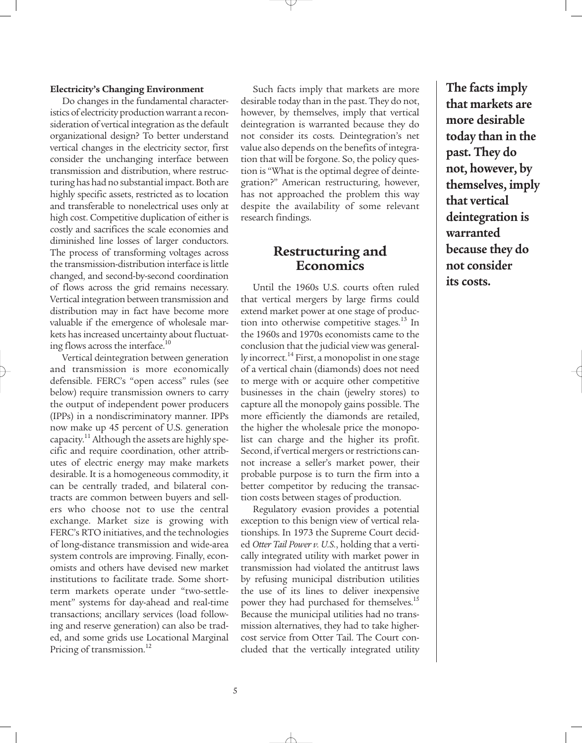**Electricity's Changing Environment**

Do changes in the fundamental characteristics of electricity production warrant a reconsideration of vertical integration as the default organizational design? To better understand vertical changes in the electricity sector, first consider the unchanging interface between transmission and distribution, where restructuring has had no substantial impact. Both are highly specific assets, restricted as to location and transferable to nonelectrical uses only at high cost. Competitive duplication of either is costly and sacrifices the scale economies and diminished line losses of larger conductors. The process of transforming voltages across the transmission-distribution interface is little changed, and second-by-second coordination of flows across the grid remains necessary. Vertical integration between transmission and distribution may in fact have become more valuable if the emergence of wholesale markets has increased uncertainty about fluctuating flows across the interface.[10]

Vertical deintegration between generation and transmission is more economically defensible. FERC's "open access" rules (see below) require transmission owners to carry the output of independent power producers (IPPs) in a nondiscriminatory manner. IPPs now make up 45 percent of U.S. generation capacity.[11] Although the assets are highly specific and require coordination, other attributes of electric energy may make markets desirable. It is a homogeneous commodity, it can be centrally traded, and bilateral contracts are common between buyers and sellers who choose not to use the central exchange. Market size is growing with FERC's RTO initiatives, and the technologies of long-distance transmission and wide-area system controls are improving. Finally, economists and others have devised new market institutions to facilitate trade. Some short-term markets operate under "two-settlement" systems for day-ahead and real-time transactions; ancillary services (load following and reserve generation) can also be traded, and some grids use Locational Marginal Pricing of transmission.[12]

Such facts imply that markets are more desirable today than in the past. They do not, however, by themselves, imply that vertical deintegration is warranted because they do not consider its costs. Deintegration's net value also depends on the benefits of integration that will be forgone. So, the policy question is "What is the optimal degree of deintegration?" American restructuring, however, has not approached the problem this way despite the availability of some relevant research findings.

## Restructuring and Economics

Until the 1960s U.S. courts often ruled that vertical mergers by large firms could extend market power at one stage of production into otherwise competitive stages.[13] In the 1960s and 1970s economists came to the conclusion that the judicial view was generally incorrect.[14] First, a monopolist in one stage of a vertical chain (diamonds) does not need to merge with or acquire other competitive businesses in the chain (jewelry stores) to capture all the monopoly gains possible. The more efficiently the diamonds are retailed, the higher the wholesale price the monopolist can charge and the higher its profit. Second, if vertical mergers or restrictions cannot increase a seller's market power, their probable purpose is to turn the firm into a better competitor by reducing the transaction costs between stages of production.

Regulatory evasion provides a potential exception to this benign view of vertical relationships. In 1973 the Supreme Court decided *Otter Tail Power v. U.S.*, holding that a vertically integrated utility with market power in transmission had violated the antitrust laws by refusing municipal distribution utilities the use of its lines to deliver inexpensive power they had purchased for themselves.[15] Because the municipal utilities had no transmission alternatives, they had to take higher-cost service from Otter Tail. The Court concluded that the vertically integrated utility

**The facts imply that markets are more desirable today than in the past. They do not, however, by themselves, imply that vertical deintegration is warranted because they do not consider its costs.**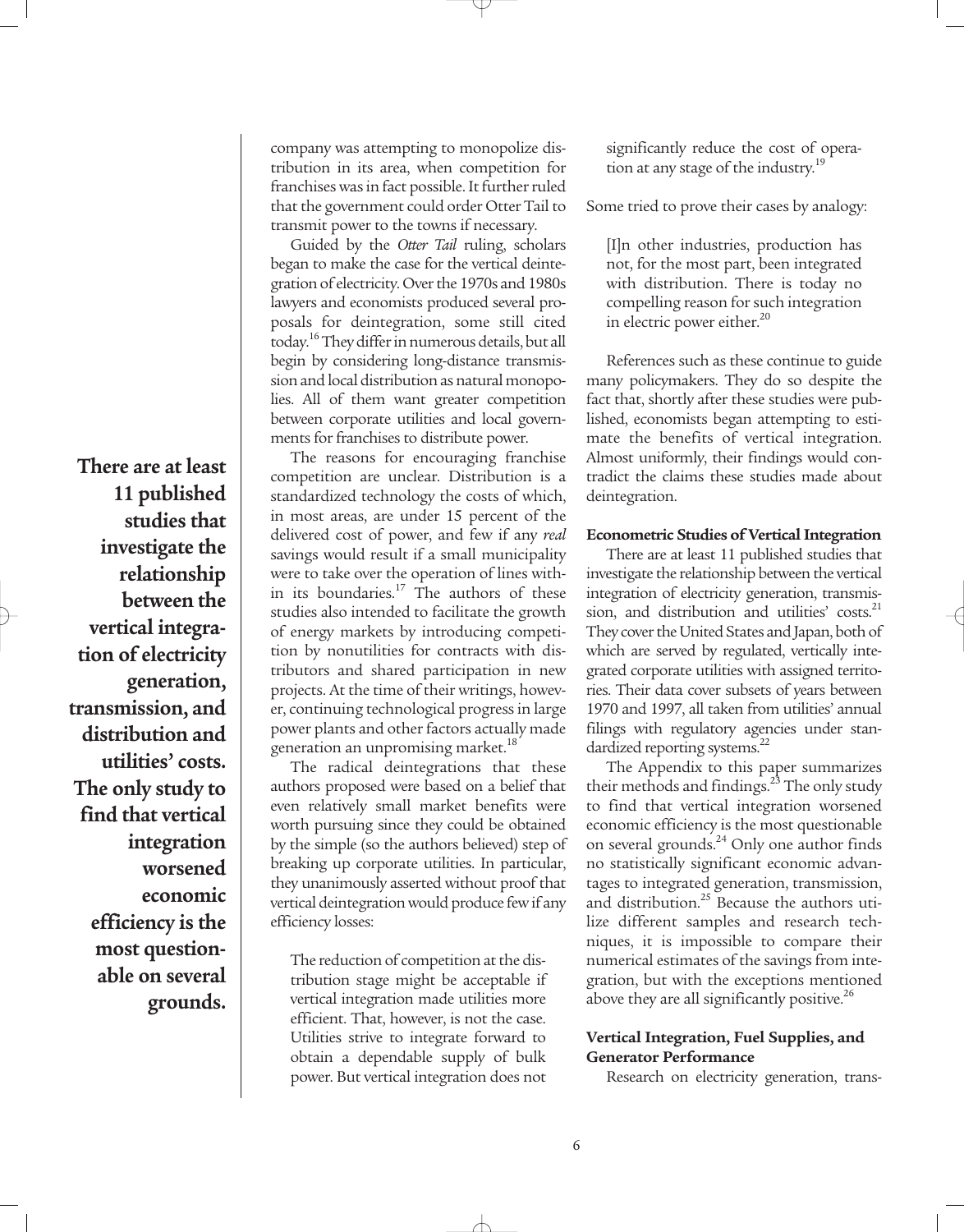company was attempting to monopolize distribution in its area, when competition for franchises was in fact possible. It further ruled that the government could order Otter Tail to transmit power to the towns if necessary.

Guided by the *Otter Tail* ruling, scholars began to make the case for the vertical deintegration of electricity. Over the 1970s and 1980s lawyers and economists produced several proposals for deintegration, some still cited today.[16] They differ in numerous details, but all begin by considering long-distance transmission and local distribution as natural monopolies. All of them want greater competition between corporate utilities and local governments for franchises to distribute power.

The reasons for encouraging franchise competition are unclear. Distribution is a standardized technology the costs of which, in most areas, are under 15 percent of the delivered cost of power, and few if any *real* savings would result if a small municipality were to take over the operation of lines within its boundaries.[17] The authors of these studies also intended to facilitate the growth of energy markets by introducing competition by nonutilities for contracts with distributors and shared participation in new projects. At the time of their writings, however, continuing technological progress in large power plants and other factors actually made generation an unpromising market.[18]

The radical deintegrations that these authors proposed were based on a belief that even relatively small market benefits were worth pursuing since they could be obtained by the simple (so the authors believed) step of breaking up corporate utilities. In particular, they unanimously asserted without proof that vertical deintegration would produce few if any efficiency losses:

> The reduction of competition at the distribution stage might be acceptable if vertical integration made utilities more efficient. That, however, is not the case. Utilities strive to integrate forward to obtain a dependable supply of bulk power. But vertical integration does not significantly reduce the cost of operation at any stage of the industry.[19]

Some tried to prove their cases by analogy:

> [I]n other industries, production has not, for the most part, been integrated with distribution. There is today no compelling reason for such integration in electric power either.[20]

References such as these continue to guide many policymakers. They do so despite the fact that, shortly after these studies were published, economists began attempting to estimate the benefits of vertical integration. Almost uniformly, their findings would contradict the claims these studies made about deintegration.

**There are at least 11 published studies that investigate the relationship between the vertical integration of electricity generation, transmission, and distribution and utilities' costs. The only study to find that vertical integration worsened economic efficiency is the most questionable on several grounds.**

#### Econometric Studies of Vertical Integration

There are at least 11 published studies that investigate the relationship between the vertical integration of electricity generation, transmission, and distribution and utilities' costs.[21] They cover the United States and Japan, both of which are served by regulated, vertically integrated corporate utilities with assigned territories. Their data cover subsets of years between 1970 and 1997, all taken from utilities' annual filings with regulatory agencies under standardized reporting systems.[22]

The Appendix to this paper summarizes their methods and findings.[23] The only study to find that vertical integration worsened economic efficiency is the most questionable on several grounds.[24] Only one author finds no statistically significant economic advantages to integrated generation, transmission, and distribution.[25] Because the authors utilize different samples and research techniques, it is impossible to compare their numerical estimates of the savings from integration, but with the exceptions mentioned above they are all significantly positive.[26]

#### Vertical Integration, Fuel Supplies, and Generator Performance

Research on electricity generation, trans-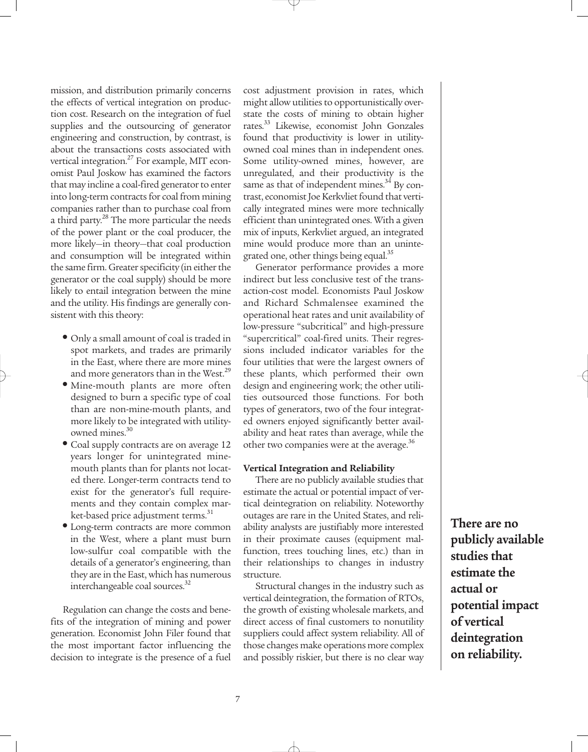mission, and distribution primarily concerns the effects of vertical integration on production cost. Research on the integration of fuel supplies and the outsourcing of generator engineering and construction, by contrast, is about the transactions costs associated with vertical integration.[27] For example, MIT economist Paul Joskow has examined the factors that may incline a coal-fired generator to enter into long-term contracts for coal from mining companies rather than to purchase coal from a third party.[28] The more particular the needs of the power plant or the coal producer, the more likely—in theory—that coal production and consumption will be integrated within the same firm. Greater specificity (in either the generator or the coal supply) should be more likely to entail integration between the mine and the utility. His findings are generally consistent with this theory:

- Only a small amount of coal is traded in spot markets, and trades are primarily in the East, where there are more mines and more generators than in the West.[29]
- Mine-mouth plants are more often designed to burn a specific type of coal than are non-mine-mouth plants, and more likely to be integrated with utility-owned mines.[30]
- Coal supply contracts are on average 12 years longer for unintegrated mine-mouth plants than for plants not located there. Longer-term contracts tend to exist for the generator's full requirements and they contain complex market-based price adjustment terms.[31]
- Long-term contracts are more common in the West, where a plant must burn low-sulfur coal compatible with the details of a generator's engineering, than they are in the East, which has numerous interchangeable coal sources.[32]

Regulation can change the costs and benefits of the integration of mining and power generation. Economist John Filer found that the most important factor influencing the decision to integrate is the presence of a fuel cost adjustment provision in rates, which might allow utilities to opportunistically overstate the costs of mining to obtain higher rates.[33] Likewise, economist John Gonzales found that productivity is lower in utility-owned coal mines than in independent ones. Some utility-owned mines, however, are unregulated, and their productivity is the same as that of independent mines.[34] By contrast, economist Joe Kerkvliet found that vertically integrated mines were more technically efficient than unintegrated ones. With a given mix of inputs, Kerkvliet argued, an integrated mine would produce more than an unintegrated one, other things being equal.[35]

Generator performance provides a more indirect but less conclusive test of the transaction-cost model. Economists Paul Joskow and Richard Schmalensee examined the operational heat rates and unit availability of low-pressure "subcritical" and high-pressure "supercritical" coal-fired units. Their regressions included indicator variables for the four utilities that were the largest owners of these plants, which performed their own design and engineering work; the other utilities outsourced those functions. For both types of generators, two of the four integrated owners enjoyed significantly better availability and heat rates than average, while the other two companies were at the average.[36]

**Vertical Integration and Reliability**

There are no publicly available studies that estimate the actual or potential impact of vertical deintegration on reliability. Noteworthy outages are rare in the United States, and reliability analysts are justifiably more interested in their proximate causes (equipment malfunction, trees touching lines, etc.) than in their relationships to changes in industry structure.

Structural changes in the industry such as vertical deintegration, the formation of RTOs, the growth of existing wholesale markets, and direct access of final customers to nonutility suppliers could affect system reliability. All of those changes make operations more complex and possibly riskier, but there is no clear way

**There are no publicly available studies that estimate the actual or potential impact of vertical deintegration on reliability.**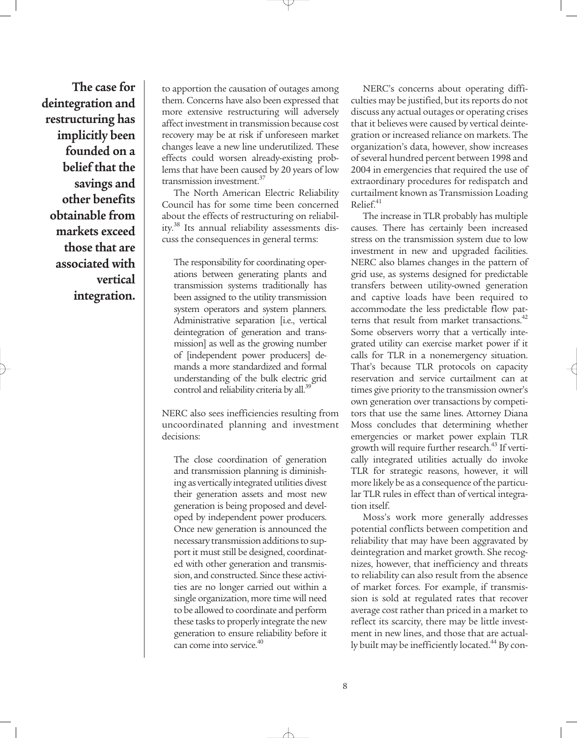**The case for deintegration and restructuring has implicitly been founded on a belief that the savings and other benefits obtainable from markets exceed those that are associated with vertical integration.**

to apportion the causation of outages among them. Concerns have also been expressed that more extensive restructuring will adversely affect investment in transmission because cost recovery may be at risk if unforeseen market changes leave a new line underutilized. These effects could worsen already-existing problems that have been caused by 20 years of low transmission investment.[37]

The North American Electric Reliability Council has for some time been concerned about the effects of restructuring on reliability.[38] Its annual reliability assessments discuss the consequences in general terms:

> The responsibility for coordinating operations between generating plants and transmission systems traditionally has been assigned to the utility transmission system operators and system planners. Administrative separation [i.e., vertical deintegration of generation and transmission] as well as the growing number of [independent power producers] demands a more standardized and formal understanding of the bulk electric grid control and reliability criteria by all.[39]

NERC also sees inefficiencies resulting from uncoordinated planning and investment decisions:

> The close coordination of generation and transmission planning is diminishing as vertically integrated utilities divest their generation assets and most new generation is being proposed and developed by independent power producers. Once new generation is announced the necessary transmission additions to support it must still be designed, coordinated with other generation and transmission, and constructed. Since these activities are no longer carried out within a single organization, more time will need to be allowed to coordinate and perform these tasks to properly integrate the new generation to ensure reliability before it can come into service.[40]

NERC's concerns about operating difficulties may be justified, but its reports do not discuss any actual outages or operating crises that it believes were caused by vertical deintegration or increased reliance on markets. The organization's data, however, show increases of several hundred percent between 1998 and 2004 in emergencies that required the use of extraordinary procedures for redispatch and curtailment known as Transmission Loading Relief.[41]

The increase in TLR probably has multiple causes. There has certainly been increased stress on the transmission system due to low investment in new and upgraded facilities. NERC also blames changes in the pattern of grid use, as systems designed for predictable transfers between utility-owned generation and captive loads have been required to accommodate the less predictable flow patterns that result from market transactions.[42] Some observers worry that a vertically integrated utility can exercise market power if it calls for TLR in a nonemergency situation. That's because TLR protocols on capacity reservation and service curtailment can at times give priority to the transmission owner's own generation over transactions by competitors that use the same lines. Attorney Diana Moss concludes that determining whether emergencies or market power explain TLR growth will require further research.[43] If vertically integrated utilities actually do invoke TLR for strategic reasons, however, it will more likely be as a consequence of the particular TLR rules in effect than of vertical integration itself.

Moss's work more generally addresses potential conflicts between competition and reliability that may have been aggravated by deintegration and market growth. She recognizes, however, that inefficiency and threats to reliability can also result from the absence of market forces. For example, if transmission is sold at regulated rates that recover average cost rather than priced in a market to reflect its scarcity, there may be little investment in new lines, and those that are actually built may be inefficiently located.[44] By con-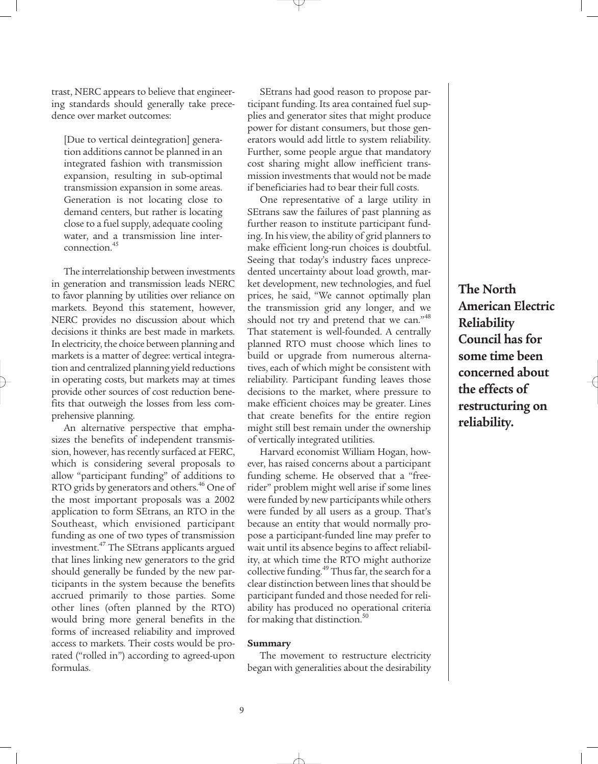trast, NERC appears to believe that engineering standards should generally take precedence over market outcomes:

> [Due to vertical deintegration] generation additions cannot be planned in an integrated fashion with transmission expansion, resulting in sub-optimal transmission expansion in some areas. Generation is not locating close to demand centers, but rather is locating close to a fuel supply, adequate cooling water, and a transmission line interconnection.[45]

The interrelationship between investments in generation and transmission leads NERC to favor planning by utilities over reliance on markets. Beyond this statement, however, NERC provides no discussion about which decisions it thinks are best made in markets. In electricity, the choice between planning and markets is a matter of degree: vertical integration and centralized planning yield reductions in operating costs, but markets may at times provide other sources of cost reduction benefits that outweigh the losses from less comprehensive planning.

An alternative perspective that emphasizes the benefits of independent transmission, however, has recently surfaced at FERC, which is considering several proposals to allow "participant funding" of additions to RTO grids by generators and others.[46] One of the most important proposals was a 2002 application to form SEtrans, an RTO in the Southeast, which envisioned participant funding as one of two types of transmission investment.[47] The SEtrans applicants argued that lines linking new generators to the grid should generally be funded by the new participants in the system because the benefits accrued primarily to those parties. Some other lines (often planned by the RTO) would bring more general benefits in the forms of increased reliability and improved access to markets. Their costs would be prorated ("rolled in") according to agreed-upon formulas.

SEtrans had good reason to propose participant funding. Its area contained fuel supplies and generator sites that might produce power for distant consumers, but those generators would add little to system reliability. Further, some people argue that mandatory cost sharing might allow inefficient transmission investments that would not be made if beneficiaries had to bear their full costs.

One representative of a large utility in SEtrans saw the failures of past planning as further reason to institute participant funding. In his view, the ability of grid planners to make efficient long-run choices is doubtful. Seeing that today's industry faces unprecedented uncertainty about load growth, market development, new technologies, and fuel prices, he said, "We cannot optimally plan the transmission grid any longer, and we should not try and pretend that we can."[48] That statement is well-founded. A centrally planned RTO must choose which lines to build or upgrade from numerous alternatives, each of which might be consistent with reliability. Participant funding leaves those decisions to the market, where pressure to make efficient choices may be greater. Lines that create benefits for the entire region might still best remain under the ownership of vertically integrated utilities.

Harvard economist William Hogan, however, has raised concerns about a participant funding scheme. He observed that a "free-rider" problem might well arise if some lines were funded by new participants while others were funded by all users as a group. That's because an entity that would normally propose a participant-funded line may prefer to wait until its absence begins to affect reliability, at which time the RTO might authorize collective funding.[49] Thus far, the search for a clear distinction between lines that should be participant funded and those needed for reliability has produced no operational criteria for making that distinction.[50]

**The North American Electric Reliability Council has for some time been concerned about the effects of restructuring on reliability.**

#### Summary

The movement to restructure electricity began with generalities about the desirability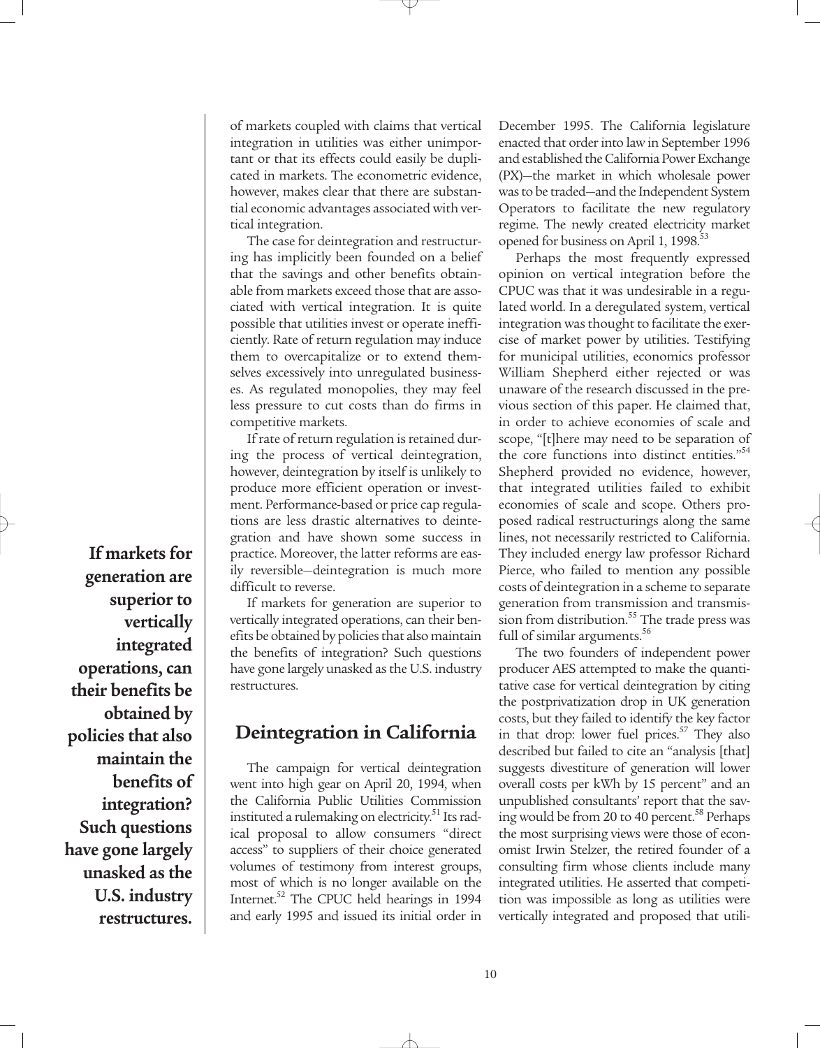of markets coupled with claims that vertical integration in utilities was either unimportant or that its effects could easily be duplicated in markets. The econometric evidence, however, makes clear that there are substantial economic advantages associated with vertical integration.

The case for deintegration and restructuring has implicitly been founded on a belief that the savings and other benefits obtainable from markets exceed those that are associated with vertical integration. It is quite possible that utilities invest or operate inefficiently. Rate of return regulation may induce them to overcapitalize or to extend themselves excessively into unregulated businesses. As regulated monopolies, they may feel less pressure to cut costs than do firms in competitive markets.

If rate of return regulation is retained during the process of vertical deintegration, however, deintegration by itself is unlikely to produce more efficient operation or investment. Performance-based or price cap regulations are less drastic alternatives to deintegration and have shown some success in practice. Moreover, the latter reforms are easily reversible—deintegration is much more difficult to reverse.

If markets for generation are superior to vertically integrated operations, can their benefits be obtained by policies that also maintain the benefits of integration? Such questions have gone largely unasked as the U.S. industry restructures.

**If markets for generation are superior to vertically integrated operations, can their benefits be obtained by policies that also maintain the benefits of integration? Such questions have gone largely unasked as the U.S. industry restructures.**

## Deintegration in California

The campaign for vertical deintegration went into high gear on April 20, 1994, when the California Public Utilities Commission instituted a rulemaking on electricity.[51] Its radical proposal to allow consumers "direct access" to suppliers of their choice generated volumes of testimony from interest groups, most of which is no longer available on the Internet.[52] The CPUC held hearings in 1994 and early 1995 and issued its initial order in December 1995. The California legislature enacted that order into law in September 1996 and established the California Power Exchange (PX)—the market in which wholesale power was to be traded—and the Independent System Operators to facilitate the new regulatory regime. The newly created electricity market opened for business on April 1, 1998.[53]

Perhaps the most frequently expressed opinion on vertical integration before the CPUC was that it was undesirable in a regulated world. In a deregulated system, vertical integration was thought to facilitate the exercise of market power by utilities. Testifying for municipal utilities, economics professor William Shepherd either rejected or was unaware of the research discussed in the previous section of this paper. He claimed that, in order to achieve economies of scale and scope, "[t]here may need to be separation of the core functions into distinct entities."[54] Shepherd provided no evidence, however, that integrated utilities failed to exhibit economies of scale and scope. Others proposed radical restructurings along the same lines, not necessarily restricted to California. They included energy law professor Richard Pierce, who failed to mention any possible costs of deintegration in a scheme to separate generation from transmission and transmission from distribution.[55] The trade press was full of similar arguments.[56]

The two founders of independent power producer AES attempted to make the quantitative case for vertical deintegration by citing the postprivatization drop in UK generation costs, but they failed to identify the key factor in that drop: lower fuel prices.[57] They also described but failed to cite an "analysis [that] suggests divestiture of generation will lower overall costs per kWh by 15 percent" and an unpublished consultants' report that the saving would be from 20 to 40 percent.[58] Perhaps the most surprising views were those of economist Irwin Stelzer, the retired founder of a consulting firm whose clients include many integrated utilities. He asserted that competition was impossible as long as utilities were vertically integrated and proposed that utili-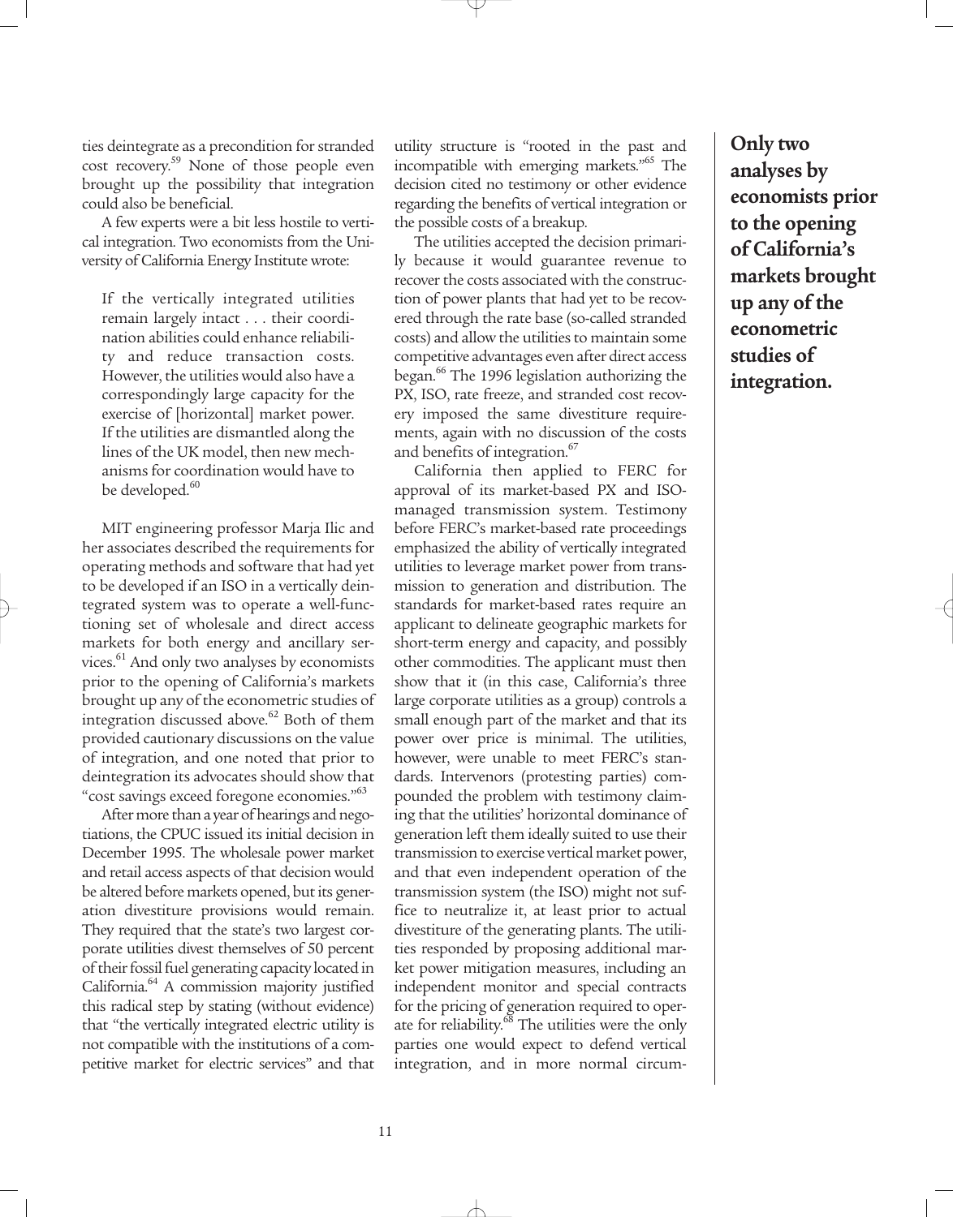ties deintegrate as a precondition for stranded cost recovery.[59] None of those people even brought up the possibility that integration could also be beneficial.

A few experts were a bit less hostile to vertical integration. Two economists from the University of California Energy Institute wrote:

> If the vertically integrated utilities remain largely intact . . . their coordination abilities could enhance reliability and reduce transaction costs. However, the utilities would also have a correspondingly large capacity for the exercise of [horizontal] market power. If the utilities are dismantled along the lines of the UK model, then new mechanisms for coordination would have to be developed.[60]

MIT engineering professor Marja Ilic and her associates described the requirements for operating methods and software that had yet to be developed if an ISO in a vertically deintegrated system was to operate a well-functioning set of wholesale and direct access markets for both energy and ancillary services.[61] And only two analyses by economists prior to the opening of California's markets brought up any of the econometric studies of integration discussed above.[62] Both of them provided cautionary discussions on the value of integration, and one noted that prior to deintegration its advocates should show that "cost savings exceed foregone economies."[63]

After more than a year of hearings and negotiations, the CPUC issued its initial decision in December 1995. The wholesale power market and retail access aspects of that decision would be altered before markets opened, but its generation divestiture provisions would remain. They required that the state's two largest corporate utilities divest themselves of 50 percent of their fossil fuel generating capacity located in California.[64] A commission majority justified this radical step by stating (without evidence) that "the vertically integrated electric utility is not compatible with the institutions of a competitive market for electric services" and that utility structure is "rooted in the past and incompatible with emerging markets."[65] The decision cited no testimony or other evidence regarding the benefits of vertical integration or the possible costs of a breakup.

The utilities accepted the decision primarily because it would guarantee revenue to recover the costs associated with the construction of power plants that had yet to be recovered through the rate base (so-called stranded costs) and allow the utilities to maintain some competitive advantages even after direct access began.[66] The 1996 legislation authorizing the PX, ISO, rate freeze, and stranded cost recovery imposed the same divestiture requirements, again with no discussion of the costs and benefits of integration.[67]

California then applied to FERC for approval of its market-based PX and ISO-managed transmission system. Testimony before FERC's market-based rate proceedings emphasized the ability of vertically integrated utilities to leverage market power from transmission to generation and distribution. The standards for market-based rates require an applicant to delineate geographic markets for short-term energy and capacity, and possibly other commodities. The applicant must then show that it (in this case, California's three large corporate utilities as a group) controls a small enough part of the market and that its power over price is minimal. The utilities, however, were unable to meet FERC's standards. Intervenors (protesting parties) compounded the problem with testimony claiming that the utilities' horizontal dominance of generation left them ideally suited to use their transmission to exercise vertical market power, and that even independent operation of the transmission system (the ISO) might not suffice to neutralize it, at least prior to actual divestiture of the generating plants. The utilities responded by proposing additional market power mitigation measures, including an independent monitor and special contracts for the pricing of generation required to operate for reliability.[68] The utilities were the only parties one would expect to defend vertical integration, and in more normal circum-

**Only two analyses by economists prior to the opening of California's markets brought up any of the econometric studies of integration.**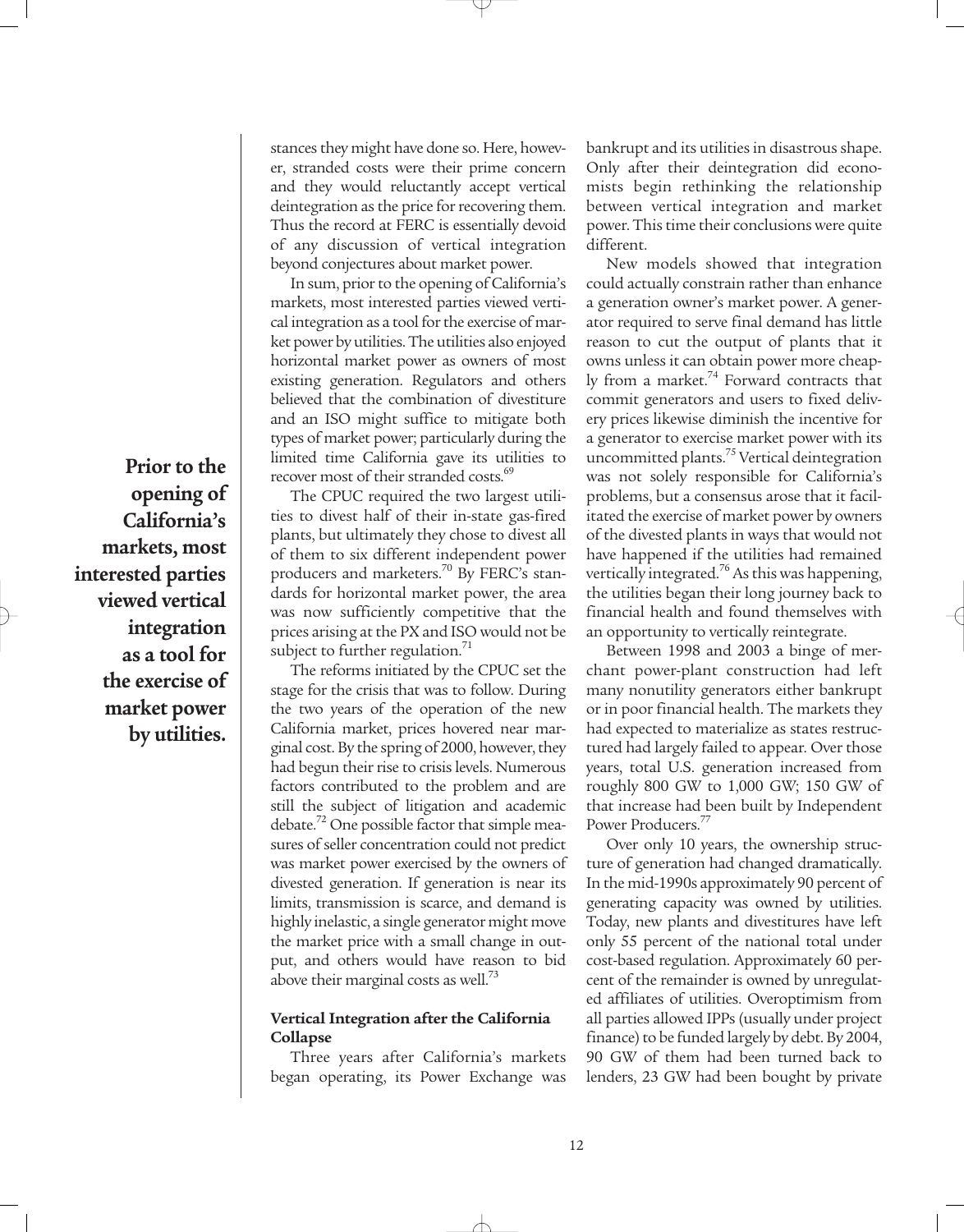stances they might have done so. Here, however, stranded costs were their prime concern and they would reluctantly accept vertical deintegration as the price for recovering them. Thus the record at FERC is essentially devoid of any discussion of vertical integration beyond conjectures about market power.

In sum, prior to the opening of California's markets, most interested parties viewed vertical integration as a tool for the exercise of market power by utilities. The utilities also enjoyed horizontal market power as owners of most existing generation. Regulators and others believed that the combination of divestiture and an ISO might suffice to mitigate both types of market power; particularly during the limited time California gave its utilities to recover most of their stranded costs.[69]

**Prior to the opening of California's markets, most interested parties viewed vertical integration as a tool for the exercise of market power by utilities.**

The CPUC required the two largest utilities to divest half of their in-state gas-fired plants, but ultimately they chose to divest all of them to six different independent power producers and marketers.[70] By FERC's standards for horizontal market power, the area was now sufficiently competitive that the prices arising at the PX and ISO would not be subject to further regulation.[71]

The reforms initiated by the CPUC set the stage for the crisis that was to follow. During the two years of the operation of the new California market, prices hovered near marginal cost. By the spring of 2000, however, they had begun their rise to crisis levels. Numerous factors contributed to the problem and are still the subject of litigation and academic debate.[72] One possible factor that simple measures of seller concentration could not predict was market power exercised by the owners of divested generation. If generation is near its limits, transmission is scarce, and demand is highly inelastic, a single generator might move the market price with a small change in output, and others would have reason to bid above their marginal costs as well.[73]

### Vertical Integration after the California Collapse

Three years after California's markets began operating, its Power Exchange was bankrupt and its utilities in disastrous shape. Only after their deintegration did economists begin rethinking the relationship between vertical integration and market power. This time their conclusions were quite different.

New models showed that integration could actually constrain rather than enhance a generation owner's market power. A generator required to serve final demand has little reason to cut the output of plants that it owns unless it can obtain power more cheaply from a market.[74] Forward contracts that commit generators and users to fixed delivery prices likewise diminish the incentive for a generator to exercise market power with its uncommitted plants.[75] Vertical deintegration was not solely responsible for California's problems, but a consensus arose that it facilitated the exercise of market power by owners of the divested plants in ways that would not have happened if the utilities had remained vertically integrated.[76] As this was happening, the utilities began their long journey back to financial health and found themselves with an opportunity to vertically reintegrate.

Between 1998 and 2003 a binge of merchant power-plant construction had left many nonutility generators either bankrupt or in poor financial health. The markets they had expected to materialize as states restructured had largely failed to appear. Over those years, total U.S. generation increased from roughly 800 GW to 1,000 GW; 150 GW of that increase had been built by Independent Power Producers.[77]

Over only 10 years, the ownership structure of generation had changed dramatically. In the mid-1990s approximately 90 percent of generating capacity was owned by utilities. Today, new plants and divestitures have left only 55 percent of the national total under cost-based regulation. Approximately 60 percent of the remainder is owned by unregulated affiliates of utilities. Overoptimism from all parties allowed IPPs (usually under project finance) to be funded largely by debt. By 2004, 90 GW of them had been turned back to lenders, 23 GW had been bought by private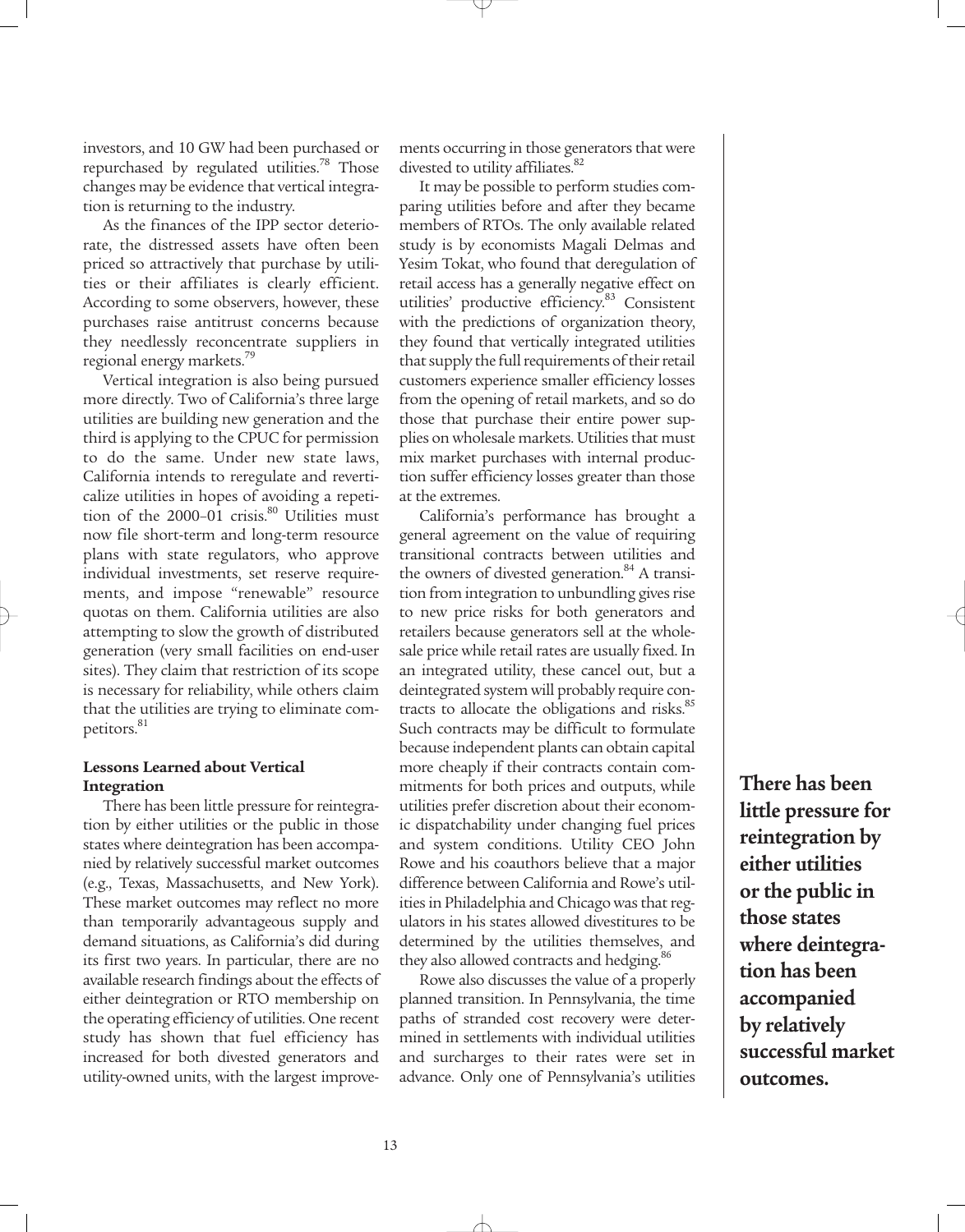investors, and 10 GW had been purchased or repurchased by regulated utilities.[78] Those changes may be evidence that vertical integration is returning to the industry.

As the finances of the IPP sector deteriorate, the distressed assets have often been priced so attractively that purchase by utilities or their affiliates is clearly efficient. According to some observers, however, these purchases raise antitrust concerns because they needlessly reconcentrate suppliers in regional energy markets.[79]

Vertical integration is also being pursued more directly. Two of California's three large utilities are building new generation and the third is applying to the CPUC for permission to do the same. Under new state laws, California intends to reregulate and reverticalize utilities in hopes of avoiding a repetition of the 2000–01 crisis.[80] Utilities must now file short-term and long-term resource plans with state regulators, who approve individual investments, set reserve requirements, and impose "renewable" resource quotas on them. California utilities are also attempting to slow the growth of distributed generation (very small facilities on end-user sites). They claim that restriction of its scope is necessary for reliability, while others claim that the utilities are trying to eliminate competitors.[81]

**Lessons Learned about Vertical Integration**

There has been little pressure for reintegration by either utilities or the public in those states where deintegration has been accompanied by relatively successful market outcomes (e.g., Texas, Massachusetts, and New York). These market outcomes may reflect no more than temporarily advantageous supply and demand situations, as California's did during its first two years. In particular, there are no available research findings about the effects of either deintegration or RTO membership on the operating efficiency of utilities. One recent study has shown that fuel efficiency has increased for both divested generators and utility-owned units, with the largest improvements occurring in those generators that were divested to utility affiliates.[82]

It may be possible to perform studies comparing utilities before and after they became members of RTOs. The only available related study is by economists Magali Delmas and Yesim Tokat, who found that deregulation of retail access has a generally negative effect on utilities' productive efficiency.[83] Consistent with the predictions of organization theory, they found that vertically integrated utilities that supply the full requirements of their retail customers experience smaller efficiency losses from the opening of retail markets, and so do those that purchase their entire power supplies on wholesale markets. Utilities that must mix market purchases with internal production suffer efficiency losses greater than those at the extremes.

California's performance has brought a general agreement on the value of requiring transitional contracts between utilities and the owners of divested generation.[84] A transition from integration to unbundling gives rise to new price risks for both generators and retailers because generators sell at the wholesale price while retail rates are usually fixed. In an integrated utility, these cancel out, but a deintegrated system will probably require contracts to allocate the obligations and risks.[85] Such contracts may be difficult to formulate because independent plants can obtain capital more cheaply if their contracts contain commitments for both prices and outputs, while utilities prefer discretion about their economic dispatchability under changing fuel prices and system conditions. Utility CEO John Rowe and his coauthors believe that a major difference between California and Rowe's utilities in Philadelphia and Chicago was that regulators in his states allowed divestitures to be determined by the utilities themselves, and they also allowed contracts and hedging.[86]

Rowe also discusses the value of a properly planned transition. In Pennsylvania, the time paths of stranded cost recovery were determined in settlements with individual utilities and surcharges to their rates were set in advance. Only one of Pennsylvania's utilities

**There has been little pressure for reintegration by either utilities or the public in those states where deintegration has been accompanied by relatively successful market outcomes.**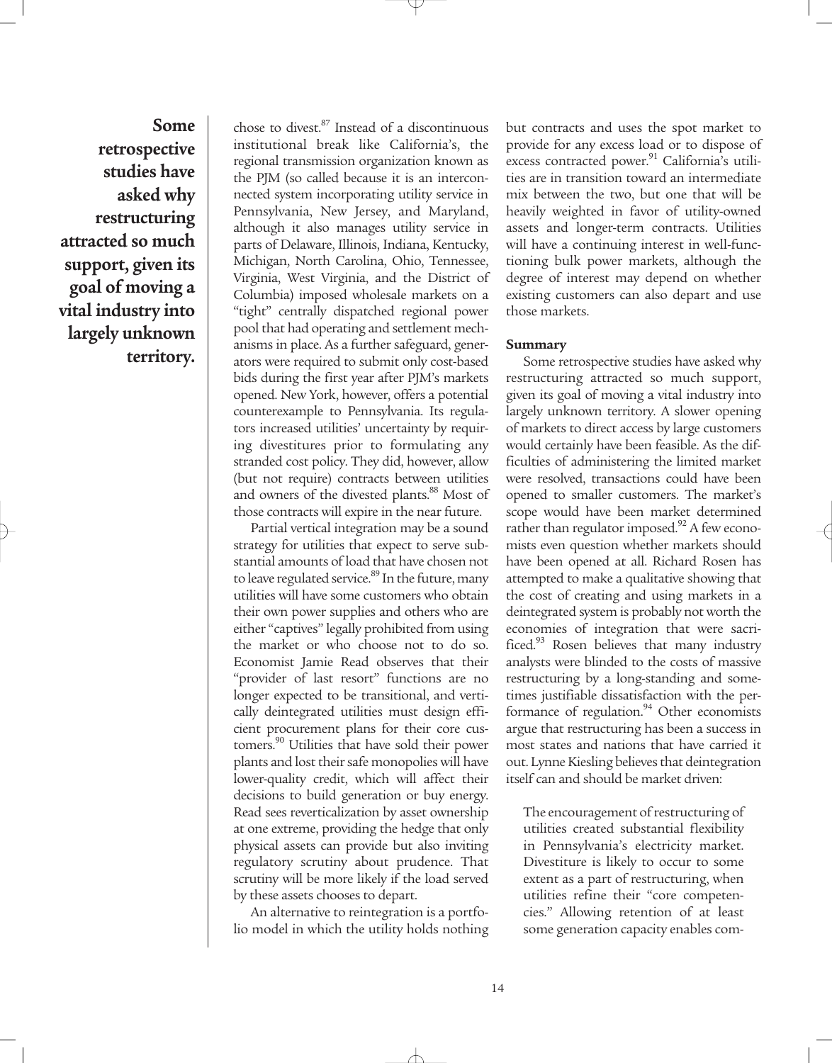**Some retrospective studies have asked why restructuring attracted so much support, given its goal of moving a vital industry into largely unknown territory.**

chose to divest.[87] Instead of a discontinuous institutional break like California's, the regional transmission organization known as the PJM (so called because it is an interconnected system incorporating utility service in Pennsylvania, New Jersey, and Maryland, although it also manages utility service in parts of Delaware, Illinois, Indiana, Kentucky, Michigan, North Carolina, Ohio, Tennessee, Virginia, West Virginia, and the District of Columbia) imposed wholesale markets on a "tight" centrally dispatched regional power pool that had operating and settlement mechanisms in place. As a further safeguard, generators were required to submit only cost-based bids during the first year after PJM's markets opened. New York, however, offers a potential counterexample to Pennsylvania. Its regulators increased utilities' uncertainty by requiring divestitures prior to formulating any stranded cost policy. They did, however, allow (but not require) contracts between utilities and owners of the divested plants.[88] Most of those contracts will expire in the near future.

Partial vertical integration may be a sound strategy for utilities that expect to serve substantial amounts of load that have chosen not to leave regulated service.[89] In the future, many utilities will have some customers who obtain their own power supplies and others who are either "captives" legally prohibited from using the market or who choose not to do so. Economist Jamie Read observes that their "provider of last resort" functions are no longer expected to be transitional, and vertically deintegrated utilities must design efficient procurement plans for their core customers.[90] Utilities that have sold their power plants and lost their safe monopolies will have lower-quality credit, which will affect their decisions to build generation or buy energy. Read sees reverticalization by asset ownership at one extreme, providing the hedge that only physical assets can provide but also inviting regulatory scrutiny about prudence. That scrutiny will be more likely if the load served by these assets chooses to depart.

An alternative to reintegration is a portfolio model in which the utility holds nothing but contracts and uses the spot market to provide for any excess load or to dispose of excess contracted power.[91] California's utilities are in transition toward an intermediate mix between the two, but one that will be heavily weighted in favor of utility-owned assets and longer-term contracts. Utilities will have a continuing interest in well-functioning bulk power markets, although the degree of interest may depend on whether existing customers can also depart and use those markets.

### Summary

Some retrospective studies have asked why restructuring attracted so much support, given its goal of moving a vital industry into largely unknown territory. A slower opening of markets to direct access by large customers would certainly have been feasible. As the difficulties of administering the limited market were resolved, transactions could have been opened to smaller customers. The market's scope would have been market determined rather than regulator imposed.[92] A few economists even question whether markets should have been opened at all. Richard Rosen has attempted to make a qualitative showing that the cost of creating and using markets in a deintegrated system is probably not worth the economies of integration that were sacrificed.[93] Rosen believes that many industry analysts were blinded to the costs of massive restructuring by a long-standing and sometimes justifiable dissatisfaction with the performance of regulation.[94] Other economists argue that restructuring has been a success in most states and nations that have carried it out. Lynne Kiesling believes that deintegration itself can and should be market driven:

> The encouragement of restructuring of utilities created substantial flexibility in Pennsylvania's electricity market. Divestiture is likely to occur to some extent as a part of restructuring, when utilities refine their "core competencies." Allowing retention of at least some generation capacity enables com-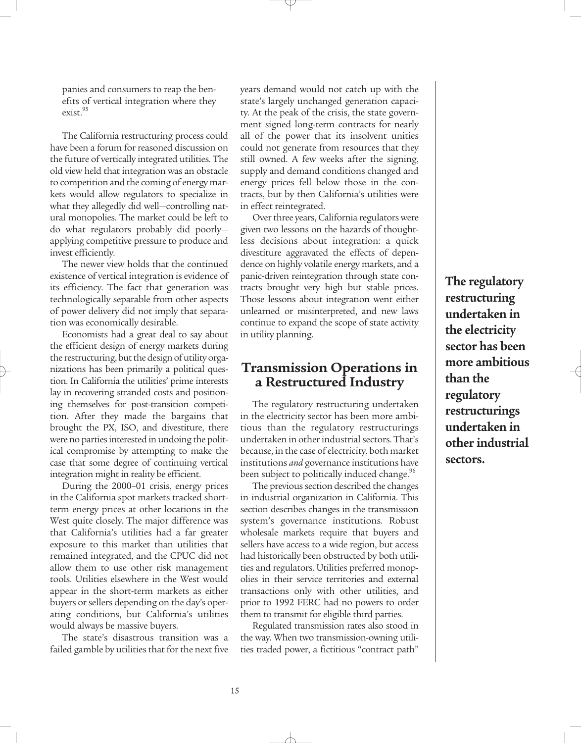panies and consumers to reap the benefits of vertical integration where they exist.[95]

The California restructuring process could have been a forum for reasoned discussion on the future of vertically integrated utilities. The old view held that integration was an obstacle to competition and the coming of energy markets would allow regulators to specialize in what they allegedly did well—controlling natural monopolies. The market could be left to do what regulators probably did poorly—applying competitive pressure to produce and invest efficiently.

The newer view holds that the continued existence of vertical integration is evidence of its efficiency. The fact that generation was technologically separable from other aspects of power delivery did not imply that separation was economically desirable.

Economists had a great deal to say about the efficient design of energy markets during the restructuring, but the design of utility organizations has been primarily a political question. In California the utilities' prime interests lay in recovering stranded costs and positioning themselves for post-transition competition. After they made the bargains that brought the PX, ISO, and divestiture, there were no parties interested in undoing the political compromise by attempting to make the case that some degree of continuing vertical integration might in reality be efficient.

During the 2000–01 crisis, energy prices in the California spot markets tracked short-term energy prices at other locations in the West quite closely. The major difference was that California's utilities had a far greater exposure to this market than utilities that remained integrated, and the CPUC did not allow them to use other risk management tools. Utilities elsewhere in the West would appear in the short-term markets as either buyers or sellers depending on the day's operating conditions, but California's utilities would always be massive buyers.

The state's disastrous transition was a failed gamble by utilities that for the next five years demand would not catch up with the state's largely unchanged generation capacity. At the peak of the crisis, the state government signed long-term contracts for nearly all of the power that its insolvent unities could not generate from resources that they still owned. A few weeks after the signing, supply and demand conditions changed and energy prices fell below those in the contracts, but by then California's utilities were in effect reintegrated.

Over three years, California regulators were given two lessons on the hazards of thoughtless decisions about integration: a quick divestiture aggravated the effects of dependence on highly volatile energy markets, and a panic-driven reintegration through state contracts brought very high but stable prices. Those lessons about integration went either unlearned or misinterpreted, and new laws continue to expand the scope of state activity in utility planning.

## Transmission Operations in a Restructured Industry

The regulatory restructuring undertaken in the electricity sector has been more ambitious than the regulatory restructurings undertaken in other industrial sectors. That's because, in the case of electricity, both market institutions *and* governance institutions have been subject to politically induced change.[96]

The previous section described the changes in industrial organization in California. This section describes changes in the transmission system's governance institutions. Robust wholesale markets require that buyers and sellers have access to a wide region, but access had historically been obstructed by both utilities and regulators. Utilities preferred monopolies in their service territories and external transactions only with other utilities, and prior to 1992 FERC had no powers to order them to transmit for eligible third parties.

Regulated transmission rates also stood in the way. When two transmission-owning utilities traded power, a fictitious "contract path"

**The regulatory restructuring undertaken in the electricity sector has been more ambitious than the regulatory restructurings undertaken in other industrial sectors.**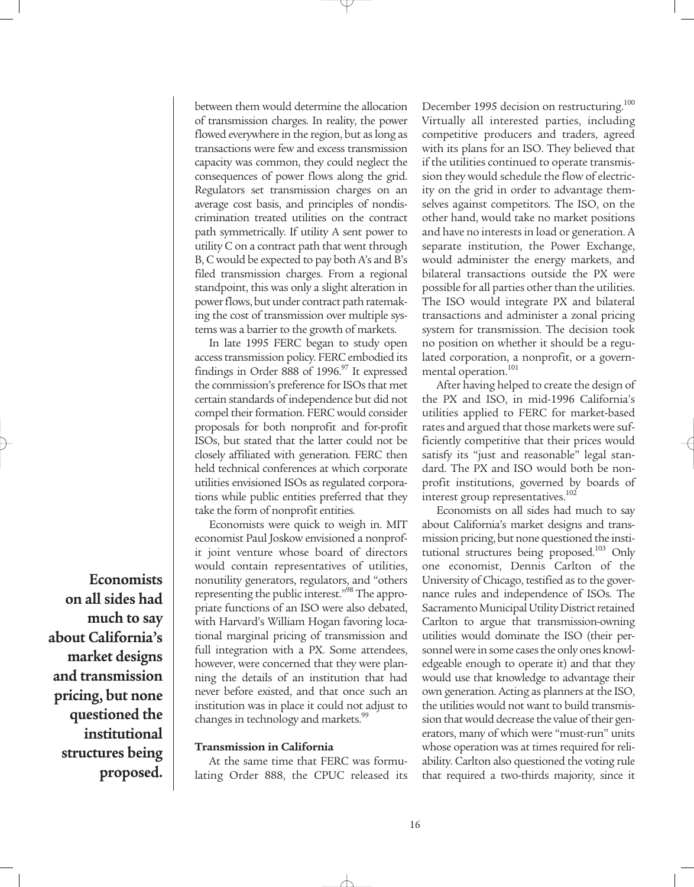between them would determine the allocation of transmission charges. In reality, the power flowed everywhere in the region, but as long as transactions were few and excess transmission capacity was common, they could neglect the consequences of power flows along the grid. Regulators set transmission charges on an average cost basis, and principles of nondiscrimination treated utilities on the contract path symmetrically. If utility A sent power to utility C on a contract path that went through B, C would be expected to pay both A's and B's filed transmission charges. From a regional standpoint, this was only a slight alteration in power flows, but under contract path ratemaking the cost of transmission over multiple systems was a barrier to the growth of markets.

In late 1995 FERC began to study open access transmission policy. FERC embodied its findings in Order 888 of 1996.[97] It expressed the commission's preference for ISOs that met certain standards of independence but did not compel their formation. FERC would consider proposals for both nonprofit and for-profit ISOs, but stated that the latter could not be closely affiliated with generation. FERC then held technical conferences at which corporate utilities envisioned ISOs as regulated corporations while public entities preferred that they take the form of nonprofit entities.

Economists were quick to weigh in. MIT economist Paul Joskow envisioned a nonprofit joint venture whose board of directors would contain representatives of utilities, nonutility generators, regulators, and "others representing the public interest."[98] The appropriate functions of an ISO were also debated, with Harvard's William Hogan favoring locational marginal pricing of transmission and full integration with a PX. Some attendees, however, were concerned that they were planning the details of an institution that had never before existed, and that once such an institution was in place it could not adjust to changes in technology and markets.[99]

**Economists on all sides had much to say about California's market designs and transmission pricing, but none questioned the institutional structures being proposed.**

#### Transmission in California

At the same time that FERC was formulating Order 888, the CPUC released its December 1995 decision on restructuring.[100] Virtually all interested parties, including competitive producers and traders, agreed with its plans for an ISO. They believed that if the utilities continued to operate transmission they would schedule the flow of electricity on the grid in order to advantage themselves against competitors. The ISO, on the other hand, would take no market positions and have no interests in load or generation. A separate institution, the Power Exchange, would administer the energy markets, and bilateral transactions outside the PX were possible for all parties other than the utilities. The ISO would integrate PX and bilateral transactions and administer a zonal pricing system for transmission. The decision took no position on whether it should be a regulated corporation, a nonprofit, or a governmental operation.[101]

After having helped to create the design of the PX and ISO, in mid-1996 California's utilities applied to FERC for market-based rates and argued that those markets were sufficiently competitive that their prices would satisfy its "just and reasonable" legal standard. The PX and ISO would both be nonprofit institutions, governed by boards of interest group representatives.[102]

Economists on all sides had much to say about California's market designs and transmission pricing, but none questioned the institutional structures being proposed.[103] Only one economist, Dennis Carlton of the University of Chicago, testified as to the governance rules and independence of ISOs. The Sacramento Municipal Utility District retained Carlton to argue that transmission-owning utilities would dominate the ISO (their personnel were in some cases the only ones knowledgeable enough to operate it) and that they would use that knowledge to advantage their own generation. Acting as planners at the ISO, the utilities would not want to build transmission that would decrease the value of their generators, many of which were "must-run" units whose operation was at times required for reliability. Carlton also questioned the voting rule that required a two-thirds majority, since it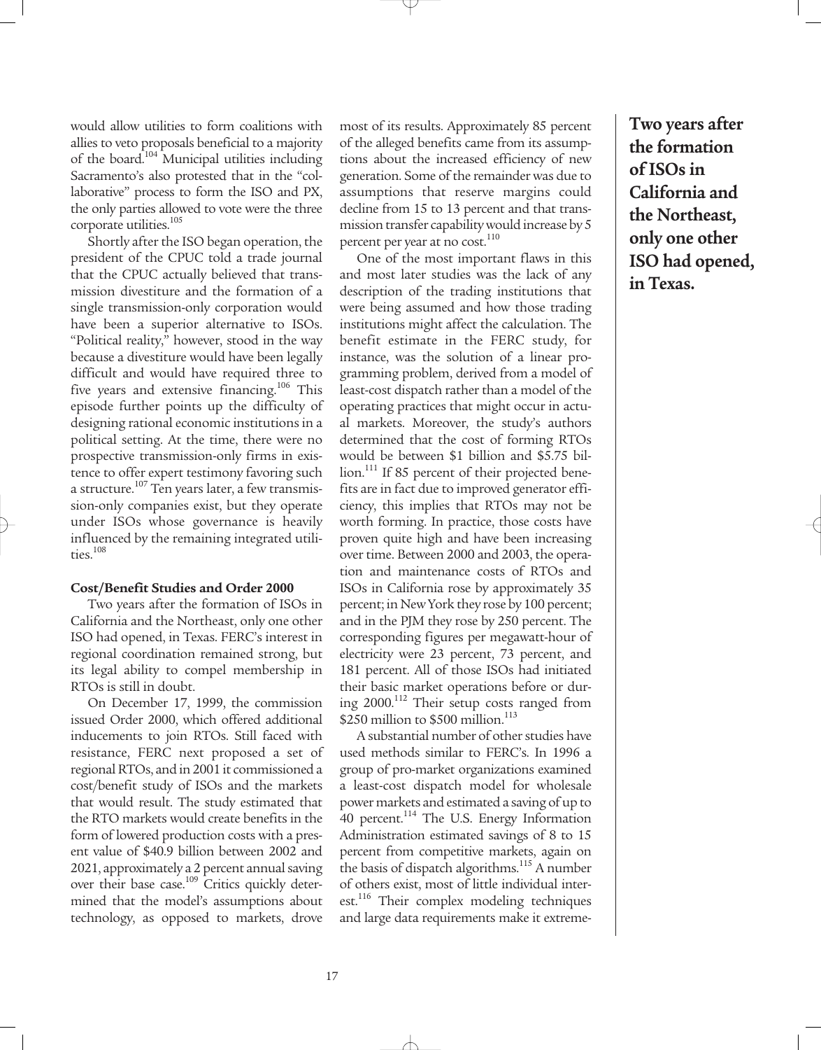would allow utilities to form coalitions with allies to veto proposals beneficial to a majority of the board.[104] Municipal utilities including Sacramento's also protested that in the "collaborative" process to form the ISO and PX, the only parties allowed to vote were the three corporate utilities.[105]

Shortly after the ISO began operation, the president of the CPUC told a trade journal that the CPUC actually believed that transmission divestiture and the formation of a single transmission-only corporation would have been a superior alternative to ISOs. "Political reality," however, stood in the way because a divestiture would have been legally difficult and would have required three to five years and extensive financing.[106] This episode further points up the difficulty of designing rational economic institutions in a political setting. At the time, there were no prospective transmission-only firms in existence to offer expert testimony favoring such a structure.[107] Ten years later, a few transmission-only companies exist, but they operate under ISOs whose governance is heavily influenced by the remaining integrated utilities.[108]

**Cost/Benefit Studies and Order 2000**

Two years after the formation of ISOs in California and the Northeast, only one other ISO had opened, in Texas. FERC's interest in regional coordination remained strong, but its legal ability to compel membership in RTOs is still in doubt.

On December 17, 1999, the commission issued Order 2000, which offered additional inducements to join RTOs. Still faced with resistance, FERC next proposed a set of regional RTOs, and in 2001 it commissioned a cost/benefit study of ISOs and the markets that would result. The study estimated that the RTO markets would create benefits in the form of lowered production costs with a present value of $40.9 billion between 2002 and 2021, approximately a 2 percent annual saving over their base case.[109] Critics quickly determined that the model's assumptions about technology, as opposed to markets, drove most of its results. Approximately 85 percent of the alleged benefits came from its assumptions about the increased efficiency of new generation. Some of the remainder was due to assumptions that reserve margins could decline from 15 to 13 percent and that transmission transfer capability would increase by 5 percent per year at no cost.[110]

One of the most important flaws in this and most later studies was the lack of any description of the trading institutions that were being assumed and how those trading institutions might affect the calculation. The benefit estimate in the FERC study, for instance, was the solution of a linear programming problem, derived from a model of least-cost dispatch rather than a model of the operating practices that might occur in actual markets. Moreover, the study's authors determined that the cost of forming RTOs would be between $1 billion and $5.75 billion.[111] If 85 percent of their projected benefits are in fact due to improved generator efficiency, this implies that RTOs may not be worth forming. In practice, those costs have proven quite high and have been increasing over time. Between 2000 and 2003, the operation and maintenance costs of RTOs and ISOs in California rose by approximately 35 percent; in New York they rose by 100 percent; and in the PJM they rose by 250 percent. The corresponding figures per megawatt-hour of electricity were 23 percent, 73 percent, and 181 percent. All of those ISOs had initiated their basic market operations before or during 2000.[112] Their setup costs ranged from $250 million to $500 million.[113]

A substantial number of other studies have used methods similar to FERC's. In 1996 a group of pro-market organizations examined a least-cost dispatch model for wholesale power markets and estimated a saving of up to 40 percent.[114] The U.S. Energy Information Administration estimated savings of 8 to 15 percent from competitive markets, again on the basis of dispatch algorithms.[115] A number of others exist, most of little individual interest.[116] Their complex modeling techniques and large data requirements make it extreme-

**Two years after the formation of ISOs in California and the Northeast, only one other ISO had opened, in Texas.**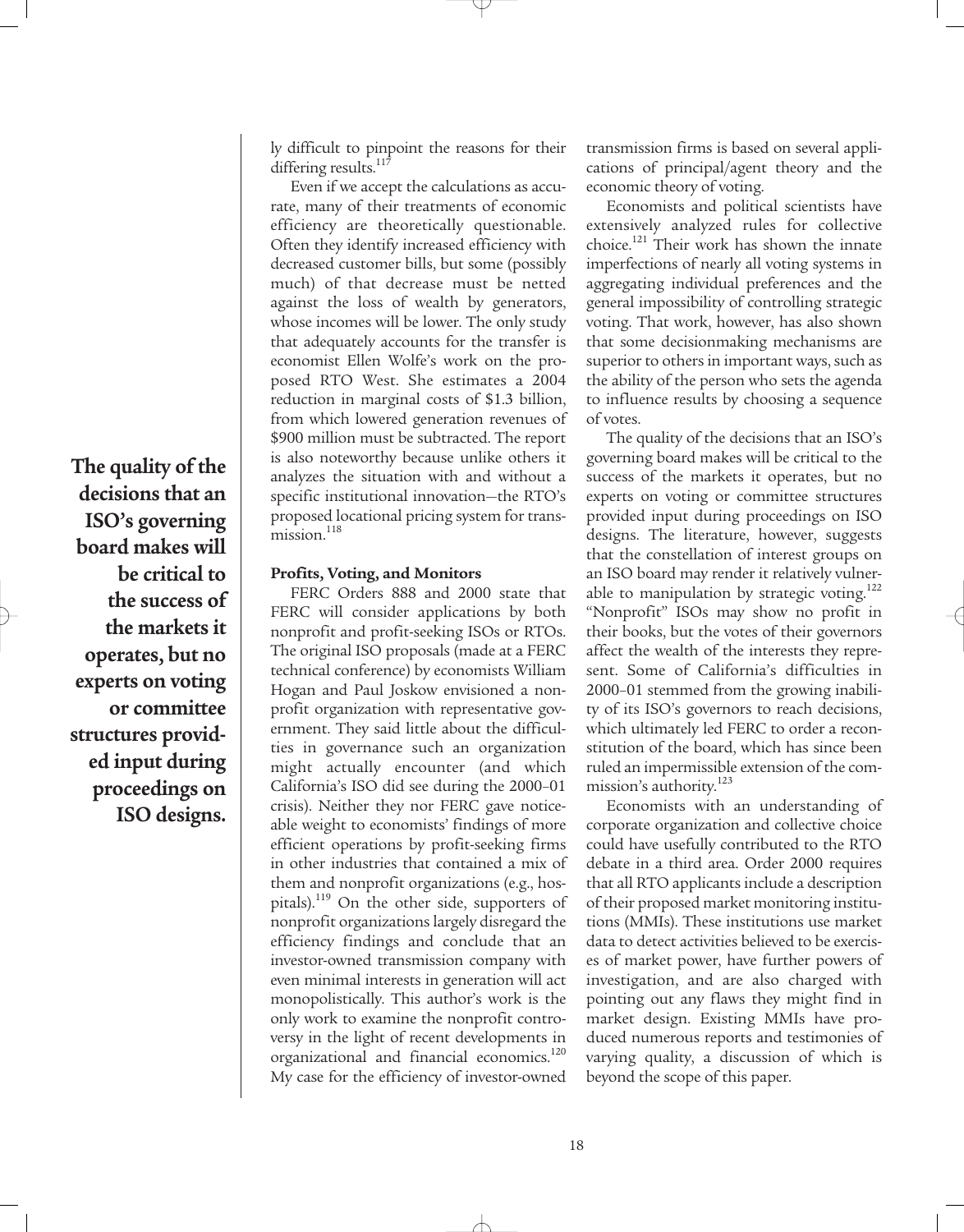ly difficult to pinpoint the reasons for their differing results.[117]

Even if we accept the calculations as accurate, many of their treatments of economic efficiency are theoretically questionable. Often they identify increased efficiency with decreased customer bills, but some (possibly much) of that decrease must be netted against the loss of wealth by generators, whose incomes will be lower. The only study that adequately accounts for the transfer is economist Ellen Wolfe's work on the proposed RTO West. She estimates a 2004 reduction in marginal costs of $1.3 billion, from which lowered generation revenues of $900 million must be subtracted. The report is also noteworthy because unlike others it analyzes the situation with and without a specific institutional innovation—the RTO's proposed locational pricing system for transmission.[118]

**The quality of the decisions that an ISO's governing board makes will be critical to the success of the markets it operates, but no experts on voting or committee structures provided input during proceedings on ISO designs.**

### Profits, Voting, and Monitors

FERC Orders 888 and 2000 state that FERC will consider applications by both nonprofit and profit-seeking ISOs or RTOs. The original ISO proposals (made at a FERC technical conference) by economists William Hogan and Paul Joskow envisioned a nonprofit organization with representative government. They said little about the difficulties in governance such an organization might actually encounter (and which California's ISO did see during the 2000–01 crisis). Neither they nor FERC gave noticeable weight to economists' findings of more efficient operations by profit-seeking firms in other industries that contained a mix of them and nonprofit organizations (e.g., hospitals).[119] On the other side, supporters of nonprofit organizations largely disregard the efficiency findings and conclude that an investor-owned transmission company with even minimal interests in generation will act monopolistically. This author's work is the only work to examine the nonprofit controversy in the light of recent developments in organizational and financial economics.[120] My case for the efficiency of investor-owned transmission firms is based on several applications of principal/agent theory and the economic theory of voting.

Economists and political scientists have extensively analyzed rules for collective choice.[121] Their work has shown the innate imperfections of nearly all voting systems in aggregating individual preferences and the general impossibility of controlling strategic voting. That work, however, has also shown that some decisionmaking mechanisms are superior to others in important ways, such as the ability of the person who sets the agenda to influence results by choosing a sequence of votes.

The quality of the decisions that an ISO's governing board makes will be critical to the success of the markets it operates, but no experts on voting or committee structures provided input during proceedings on ISO designs. The literature, however, suggests that the constellation of interest groups on an ISO board may render it relatively vulnerable to manipulation by strategic voting.[122] "Nonprofit" ISOs may show no profit in their books, but the votes of their governors affect the wealth of the interests they represent. Some of California's difficulties in 2000–01 stemmed from the growing inability of its ISO's governors to reach decisions, which ultimately led FERC to order a reconstitution of the board, which has since been ruled an impermissible extension of the commission's authority.[123]

Economists with an understanding of corporate organization and collective choice could have usefully contributed to the RTO debate in a third area. Order 2000 requires that all RTO applicants include a description of their proposed market monitoring institutions (MMIs). These institutions use market data to detect activities believed to be exercises of market power, have further powers of investigation, and are also charged with pointing out any flaws they might find in market design. Existing MMIs have produced numerous reports and testimonies of varying quality, a discussion of which is beyond the scope of this paper.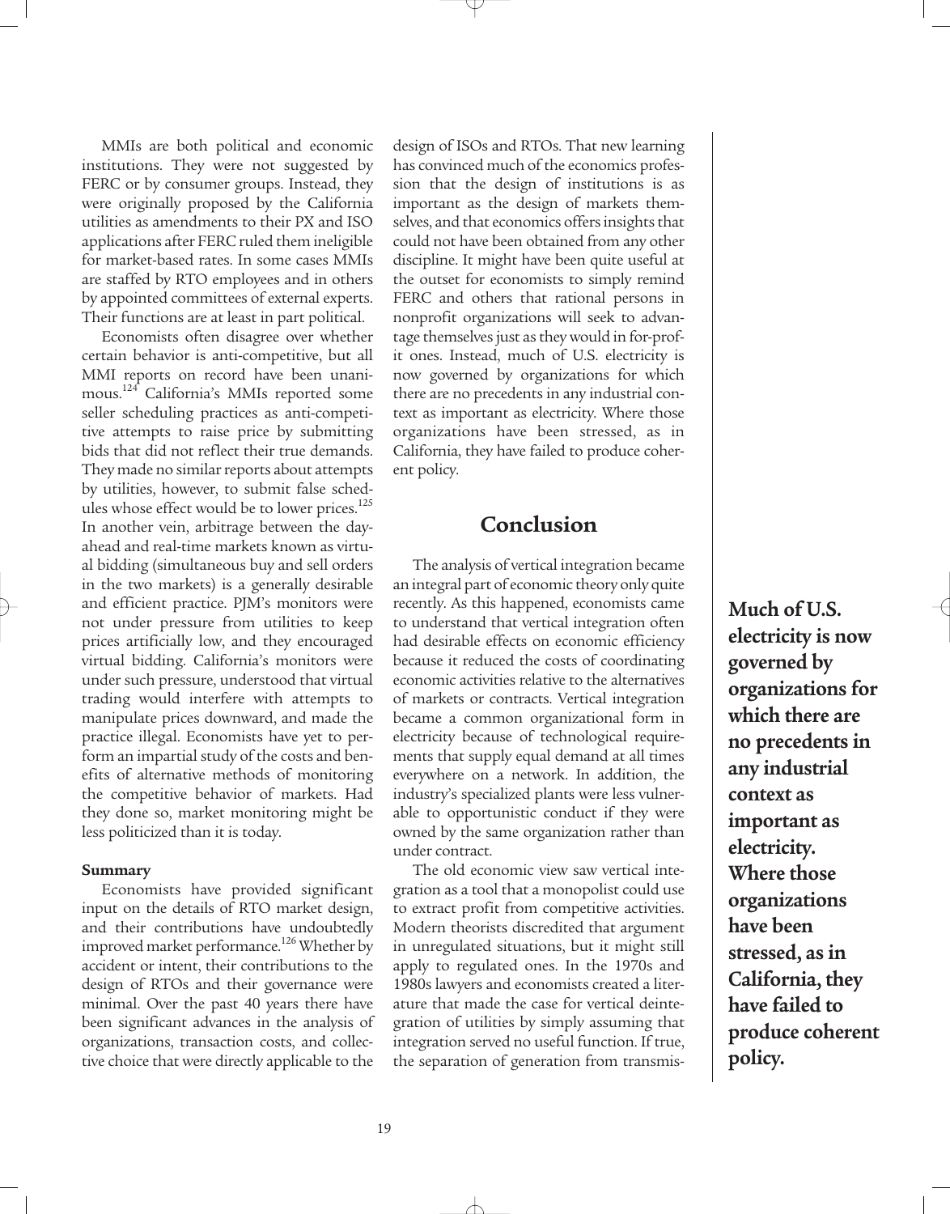MMIs are both political and economic institutions. They were not suggested by FERC or by consumer groups. Instead, they were originally proposed by the California utilities as amendments to their PX and ISO applications after FERC ruled them ineligible for market-based rates. In some cases MMIs are staffed by RTO employees and in others by appointed committees of external experts. Their functions are at least in part political.

Economists often disagree over whether certain behavior is anti-competitive, but all MMI reports on record have been unanimous.[124] California's MMIs reported some seller scheduling practices as anti-competitive attempts to raise price by submitting bids that did not reflect their true demands. They made no similar reports about attempts by utilities, however, to submit false schedules whose effect would be to lower prices.[125] In another vein, arbitrage between the day-ahead and real-time markets known as virtual bidding (simultaneous buy and sell orders in the two markets) is a generally desirable and efficient practice. PJM's monitors were not under pressure from utilities to keep prices artificially low, and they encouraged virtual bidding. California's monitors were under such pressure, understood that virtual trading would interfere with attempts to manipulate prices downward, and made the practice illegal. Economists have yet to perform an impartial study of the costs and benefits of alternative methods of monitoring the competitive behavior of markets. Had they done so, market monitoring might be less politicized than it is today.

#### Summary

Economists have provided significant input on the details of RTO market design, and their contributions have undoubtedly improved market performance.[126] Whether by accident or intent, their contributions to the design of RTOs and their governance were minimal. Over the past 40 years there have been significant advances in the analysis of organizations, transaction costs, and collective choice that were directly applicable to the design of ISOs and RTOs. That new learning has convinced much of the economics profession that the design of institutions is as important as the design of markets themselves, and that economics offers insights that could not have been obtained from any other discipline. It might have been quite useful at the outset for economists to simply remind FERC and others that rational persons in nonprofit organizations will seek to advantage themselves just as they would in for-profit ones. Instead, much of U.S. electricity is now governed by organizations for which there are no precedents in any industrial context as important as electricity. Where those organizations have been stressed, as in California, they have failed to produce coherent policy.

## Conclusion

The analysis of vertical integration became an integral part of economic theory only quite recently. As this happened, economists came to understand that vertical integration often had desirable effects on economic efficiency because it reduced the costs of coordinating economic activities relative to the alternatives of markets or contracts. Vertical integration became a common organizational form in electricity because of technological requirements that supply equal demand at all times everywhere on a network. In addition, the industry's specialized plants were less vulnerable to opportunistic conduct if they were owned by the same organization rather than under contract.

The old economic view saw vertical integration as a tool that a monopolist could use to extract profit from competitive activities. Modern theorists discredited that argument in unregulated situations, but it might still apply to regulated ones. In the 1970s and 1980s lawyers and economists created a literature that made the case for vertical deintegration of utilities by simply assuming that integration served no useful function. If true, the separation of generation from transmis-

**Much of U.S. electricity is now governed by organizations for which there are no precedents in any industrial context as important as electricity. Where those organizations have been stressed, as in California, they have failed to produce coherent policy.**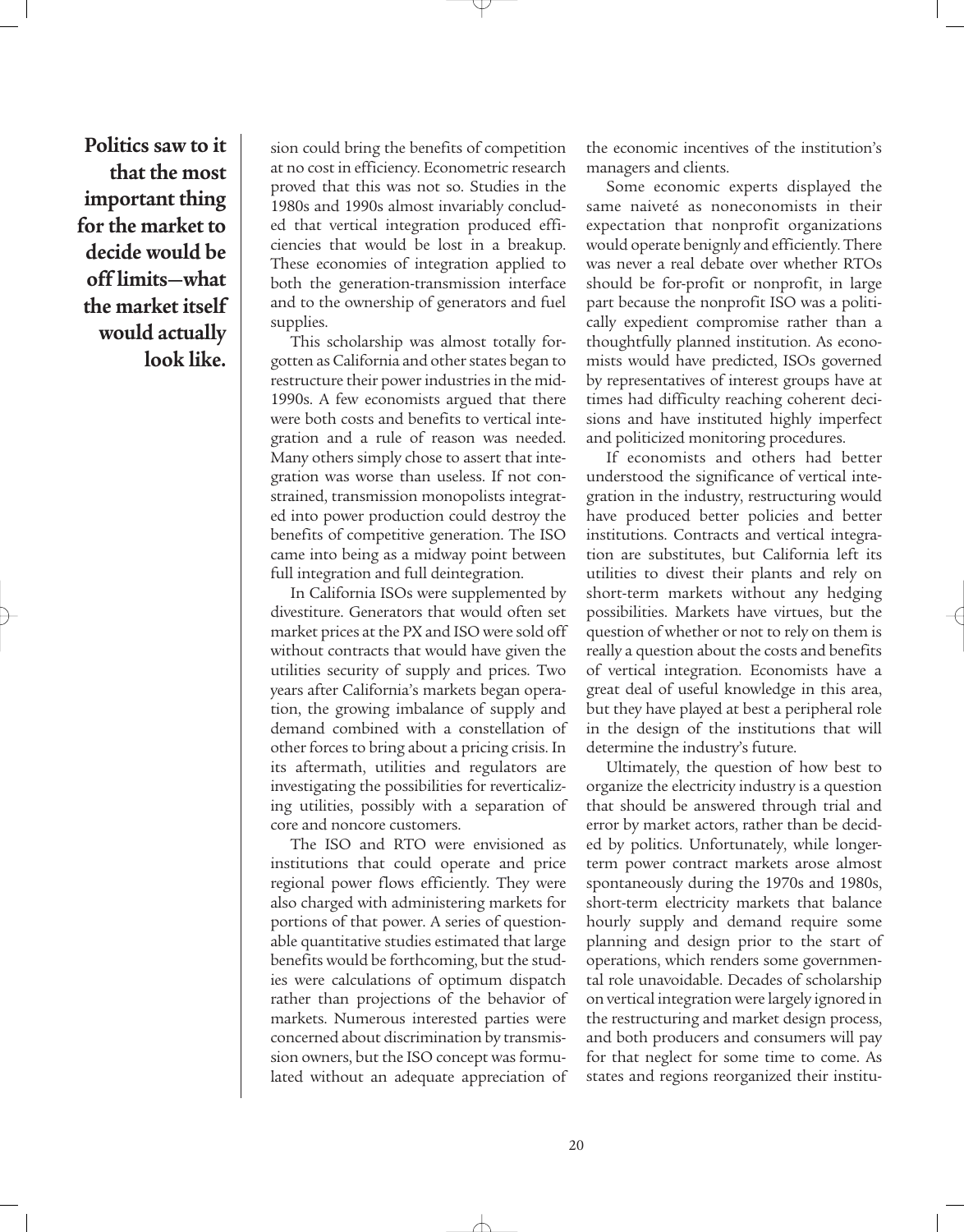**Politics saw to it that the most important thing for the market to decide would be off limits—what the market itself would actually look like.**

sion could bring the benefits of competition at no cost in efficiency. Econometric research proved that this was not so. Studies in the 1980s and 1990s almost invariably concluded that vertical integration produced efficiencies that would be lost in a breakup. These economies of integration applied to both the generation-transmission interface and to the ownership of generators and fuel supplies.

This scholarship was almost totally forgotten as California and other states began to restructure their power industries in the mid-1990s. A few economists argued that there were both costs and benefits to vertical integration and a rule of reason was needed. Many others simply chose to assert that integration was worse than useless. If not constrained, transmission monopolists integrated into power production could destroy the benefits of competitive generation. The ISO came into being as a midway point between full integration and full deintegration.

In California ISOs were supplemented by divestiture. Generators that would often set market prices at the PX and ISO were sold off without contracts that would have given the utilities security of supply and prices. Two years after California's markets began operation, the growing imbalance of supply and demand combined with a constellation of other forces to bring about a pricing crisis. In its aftermath, utilities and regulators are investigating the possibilities for reverticalizing utilities, possibly with a separation of core and noncore customers.

The ISO and RTO were envisioned as institutions that could operate and price regional power flows efficiently. They were also charged with administering markets for portions of that power. A series of questionable quantitative studies estimated that large benefits would be forthcoming, but the studies were calculations of optimum dispatch rather than projections of the behavior of markets. Numerous interested parties were concerned about discrimination by transmission owners, but the ISO concept was formulated without an adequate appreciation of the economic incentives of the institution's managers and clients.

Some economic experts displayed the same naiveté as noneconomists in their expectation that nonprofit organizations would operate benignly and efficiently. There was never a real debate over whether RTOs should be for-profit or nonprofit, in large part because the nonprofit ISO was a politically expedient compromise rather than a thoughtfully planned institution. As economists would have predicted, ISOs governed by representatives of interest groups have at times had difficulty reaching coherent decisions and have instituted highly imperfect and politicized monitoring procedures.

If economists and others had better understood the significance of vertical integration in the industry, restructuring would have produced better policies and better institutions. Contracts and vertical integration are substitutes, but California left its utilities to divest their plants and rely on short-term markets without any hedging possibilities. Markets have virtues, but the question of whether or not to rely on them is really a question about the costs and benefits of vertical integration. Economists have a great deal of useful knowledge in this area, but they have played at best a peripheral role in the design of the institutions that will determine the industry's future.

Ultimately, the question of how best to organize the electricity industry is a question that should be answered through trial and error by market actors, rather than be decided by politics. Unfortunately, while longer-term power contract markets arose almost spontaneously during the 1970s and 1980s, short-term electricity markets that balance hourly supply and demand require some planning and design prior to the start of operations, which renders some governmental role unavoidable. Decades of scholarship on vertical integration were largely ignored in the restructuring and market design process, and both producers and consumers will pay for that neglect for some time to come. As states and regions reorganized their institu-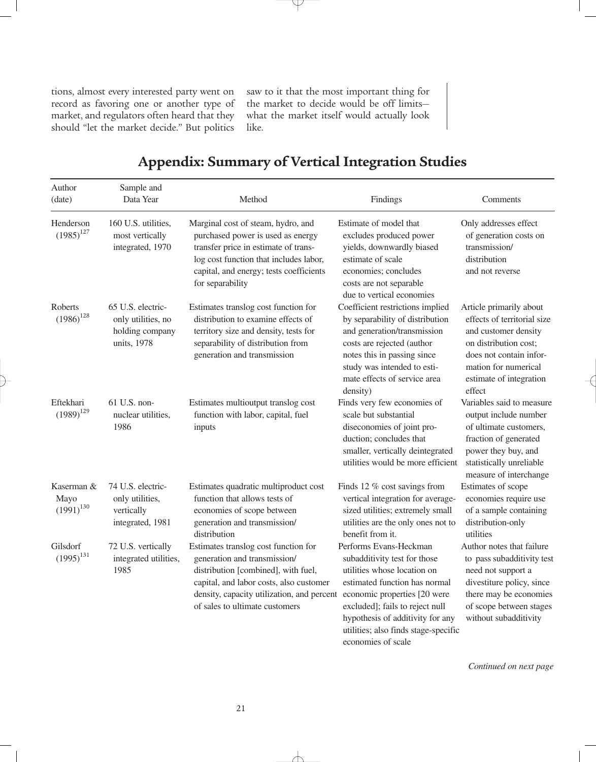tions, almost every interested party went on record as favoring one or another type of market, and regulators often heard that they should "let the market decide." But politics saw to it that the most important thing for the market to decide would be off limits—what the market itself would actually look like.

## Appendix: Summary of Vertical Integration Studies

| Author (date) | Sample and Data Year | Method | Findings | Comments |
|---|---|---|---|---|
| Henderson (1985)[127] | 160 U.S. utilities, most vertically integrated, 1970 | Marginal cost of steam, hydro, and purchased power is used as energy transfer price in estimate of trans-log cost function that includes labor, capital, and energy; tests coefficients for separability | Estimate of model that excludes produced power yields, downwardly biased estimate of scale economies; concludes costs are not separable due to vertical economies | Only addresses effect of generation costs on transmission/ distribution and not reverse |
| Roberts (1986)[128] | 65 U.S. electric-only utilities, no holding company units, 1978 | Estimates translog cost function for distribution to examine effects of territory size and density, tests for separability of distribution from generation and transmission | Coefficient restrictions implied by separability of distribution and generation/transmission costs are rejected (author notes this in passing since study was intended to estimate effects of service area density) | Article primarily about effects of territorial size and customer density on distribution cost; does not contain information for numerical estimate of integration effect |
| Eftekhari (1989)[129] | 61 U.S. non-nuclear utilities, 1986 | Estimates multioutput translog cost function with labor, capital, fuel inputs | Finds very few economies of scale but substantial diseconomies of joint production; concludes that smaller, vertically deintegrated utilities would be more efficient | Variables said to measure output include number of ultimate customers, fraction of generated power they buy, and statistically unreliable measure of interchange |
| Kaserman & Mayo (1991)[130] | 74 U.S. electric-only utilities, vertically integrated, 1981 | Estimates quadratic multiproduct cost function that allows tests of economies of scope between generation and transmission/ distribution | Finds 12 % cost savings from vertical integration for average-sized utilities; extremely small utilities are the only ones not to benefit from it. | Estimates of scope economies require use of a sample containing distribution-only utilities |
| Gilsdorf (1995)[131] | 72 U.S. vertically integrated utilities, 1985 | Estimates translog cost function for generation and transmission/ distribution [combined], with fuel, capital, and labor costs, also customer density, capacity utilization, and percent of sales to ultimate customers | Performs Evans-Heckman subadditivity test for those utilities whose location on estimated function has normal economic properties [20 were excluded]; fails to reject null hypothesis of additivity for any utilities; also finds stage-specific economies of scale | Author notes that failure to pass subadditivity test need not support a divestiture policy, since there may be economies of scope between stages without subadditivity |

*Continued on next page*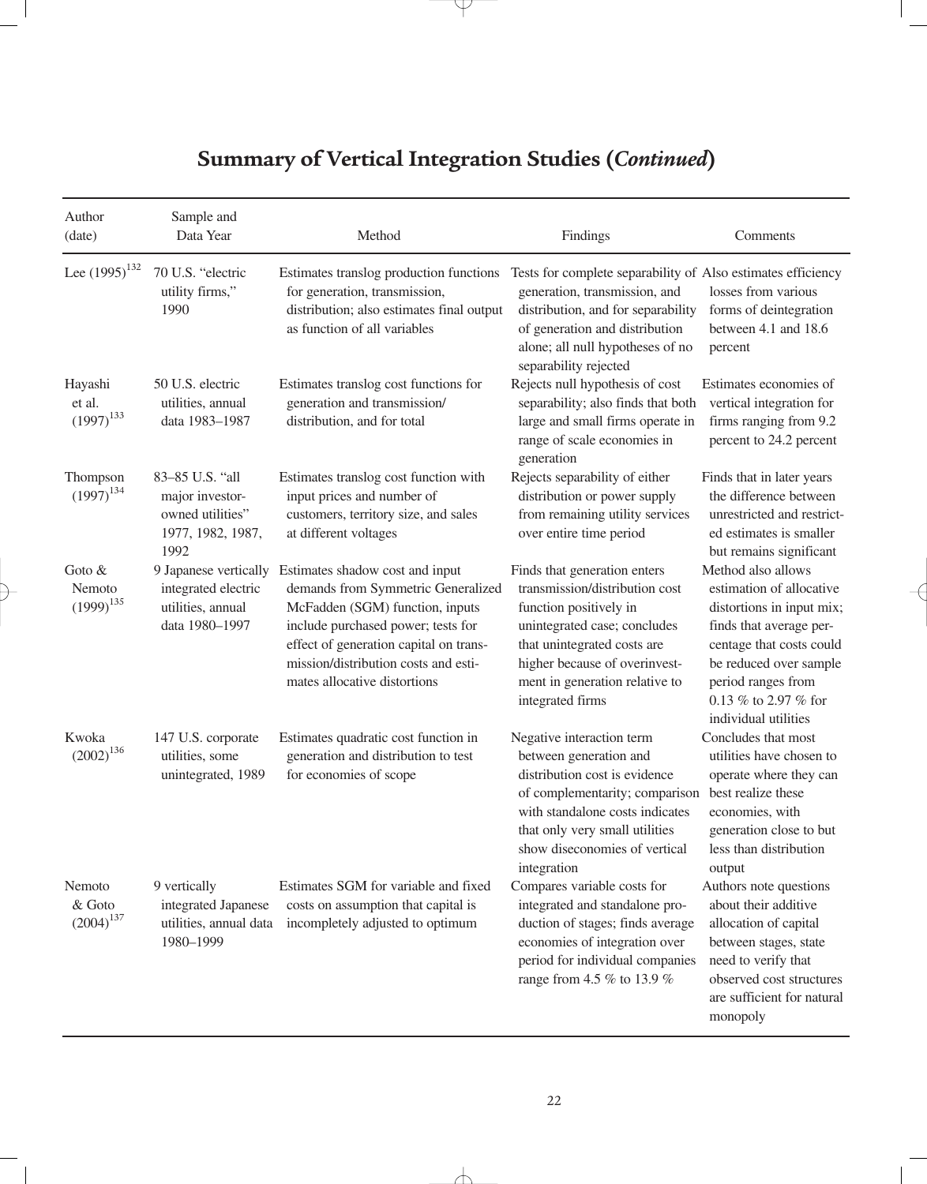## Summary of Vertical Integration Studies (*Continued*)

| Author (date) | Sample and Data Year | Method | Findings | Comments |
|---|---|---|---|---|
| Lee (1995)[132] | 70 U.S. "electric utility firms," 1990 | Estimates translog production functions for generation, transmission, distribution; also estimates final output as function of all variables | Tests for complete separability of generation, transmission, and distribution, and for separability of generation and distribution alone; all null hypotheses of no separability rejected | Also estimates efficiency losses from various forms of deintegration between 4.1 and 18.6 percent |
| Hayashi et al. (1997)[133] | 50 U.S. electric utilities, annual data 1983–1987 | Estimates translog cost functions for generation and transmission/ distribution, and for total | Rejects null hypothesis of cost separability; also finds that both large and small firms operate in range of scale economies in generation | Estimates economies of vertical integration for firms ranging from 9.2 percent to 24.2 percent |
| Thompson (1997)[134] | 83–85 U.S. "all major investor-owned utilities" 1977, 1982, 1987, 1992 | Estimates translog cost function with input prices and number of customers, territory size, and sales at different voltages | Rejects separability of either distribution or power supply from remaining utility services over entire time period | Finds that in later years the difference between unrestricted and restricted estimates is smaller but remains significant |
| Goto & Nemoto (1999)[135] | 9 Japanese vertically integrated electric utilities, annual data 1980–1997 | Estimates shadow cost and input demands from Symmetric Generalized McFadden (SGM) function, inputs include purchased power; tests for effect of generation capital on transmission/distribution costs and estimates allocative distortions | Finds that generation enters transmission/distribution cost function positively in unintegrated case; concludes that unintegrated costs are higher because of overinvestment in generation relative to integrated firms | Method also allows estimation of allocative distortions in input mix; finds that average percentage that costs could be reduced over sample period ranges from 0.13 % to 2.97 % for individual utilities |
| Kwoka (2002)[136] | 147 U.S. corporate utilities, some unintegrated, 1989 | Estimates quadratic cost function in generation and distribution to test for economies of scope | Negative interaction term between generation and distribution cost is evidence of complementarity; comparison with standalone costs indicates that only very small utilities show diseconomies of vertical integration | Concludes that most utilities have chosen to operate where they can best realize these economies, with generation close to but less than distribution output |
| Nemoto & Goto (2004)[137] | 9 vertically integrated Japanese utilities, annual data 1980–1999 | Estimates SGM for variable and fixed costs on assumption that capital is incompletely adjusted to optimum | Compares variable costs for integrated and standalone production of stages; finds average economies of integration over period for individual companies range from 4.5 % to 13.9 % | Authors note questions about their additive allocation of capital between stages, state need to verify that observed cost structures are sufficient for natural monopoly |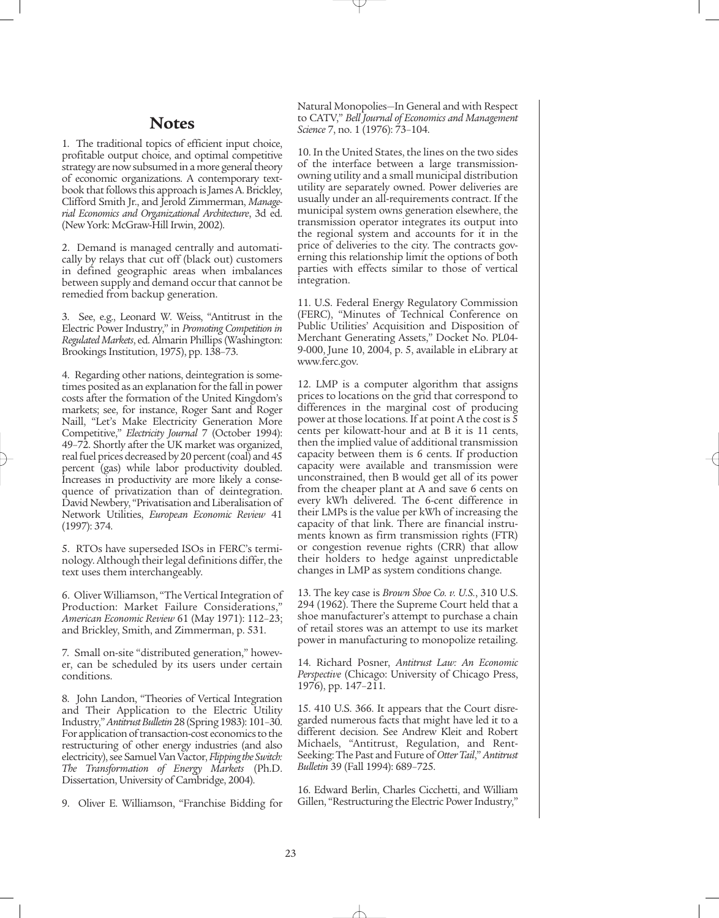## Notes

1. The traditional topics of efficient input choice, profitable output choice, and optimal competitive strategy are now subsumed in a more general theory of economic organizations. A contemporary textbook that follows this approach is James A. Brickley, Clifford Smith Jr., and Jerold Zimmerman, *Managerial Economics and Organizational Architecture*, 3d ed. (New York: McGraw-Hill Irwin, 2002).

2. Demand is managed centrally and automatically by relays that cut off (black out) customers in defined geographic areas when imbalances between supply and demand occur that cannot be remedied from backup generation.

3. See, e.g., Leonard W. Weiss, "Antitrust in the Electric Power Industry," in *Promoting Competition in Regulated Markets*, ed. Almarin Phillips (Washington: Brookings Institution, 1975), pp. 138–73.

4. Regarding other nations, deintegration is sometimes posited as an explanation for the fall in power costs after the formation of the United Kingdom's markets; see, for instance, Roger Sant and Roger Naill, "Let's Make Electricity Generation More Competitive," *Electricity Journal* 7 (October 1994): 49–72. Shortly after the UK market was organized, real fuel prices decreased by 20 percent (coal) and 45 percent (gas) while labor productivity doubled. Increases in productivity are more likely a consequence of privatization than of deintegration. David Newbery, "Privatisation and Liberalisation of Network Utilities, *European Economic Review* 41 (1997): 374.

5. RTOs have superseded ISOs in FERC's terminology. Although their legal definitions differ, the text uses them interchangeably.

6. Oliver Williamson, "The Vertical Integration of Production: Market Failure Considerations," *American Economic Review* 61 (May 1971): 112–23; and Brickley, Smith, and Zimmerman, p. 531.

7. Small on-site "distributed generation," however, can be scheduled by its users under certain conditions.

8. John Landon, "Theories of Vertical Integration and Their Application to the Electric Utility Industry," *Antitrust Bulletin* 28 (Spring 1983): 101–30. For application of transaction-cost economics to the restructuring of other energy industries (and also electricity), see Samuel Van Vactor, *Flipping the Switch: The Transformation of Energy Markets* (Ph.D. Dissertation, University of Cambridge, 2004).

9. Oliver E. Williamson, "Franchise Bidding for Natural Monopolies—In General and with Respect to CATV," *Bell Journal of Economics and Management Science* 7, no. 1 (1976): 73–104.

10. In the United States, the lines on the two sides of the interface between a large transmission-owning utility and a small municipal distribution utility are separately owned. Power deliveries are usually under an all-requirements contract. If the municipal system owns generation elsewhere, the transmission operator integrates its output into the regional system and accounts for it in the price of deliveries to the city. The contracts governing this relationship limit the options of both parties with effects similar to those of vertical integration.

11. U.S. Federal Energy Regulatory Commission (FERC), "Minutes of Technical Conference on Public Utilities' Acquisition and Disposition of Merchant Generating Assets," Docket No. PL04-9-000, June 10, 2004, p. 5, available in eLibrary at www.ferc.gov.

12. LMP is a computer algorithm that assigns prices to locations on the grid that correspond to differences in the marginal cost of producing power at those locations. If at point A the cost is 5 cents per kilowatt-hour and at B it is 11 cents, then the implied value of additional transmission capacity between them is 6 cents. If production capacity were available and transmission were unconstrained, then B would get all of its power from the cheaper plant at A and save 6 cents on every kWh delivered. The 6-cent difference in their LMPs is the value per kWh of increasing the capacity of that link. There are financial instruments known as firm transmission rights (FTR) or congestion revenue rights (CRR) that allow their holders to hedge against unpredictable changes in LMP as system conditions change.

13. The key case is *Brown Shoe Co. v. U.S.*, 310 U.S. 294 (1962). There the Supreme Court held that a shoe manufacturer's attempt to purchase a chain of retail stores was an attempt to use its market power in manufacturing to monopolize retailing.

14. Richard Posner, *Antitrust Law: An Economic Perspective* (Chicago: University of Chicago Press, 1976), pp. 147–211.

15. 410 U.S. 366. It appears that the Court disregarded numerous facts that might have led it to a different decision. See Andrew Kleit and Robert Michaels, "Antitrust, Regulation, and Rent-Seeking: The Past and Future of *Otter Tail*," *Antitrust Bulletin* 39 (Fall 1994): 689–725.

16. Edward Berlin, Charles Cicchetti, and William Gillen, "Restructuring the Electric Power Industry,"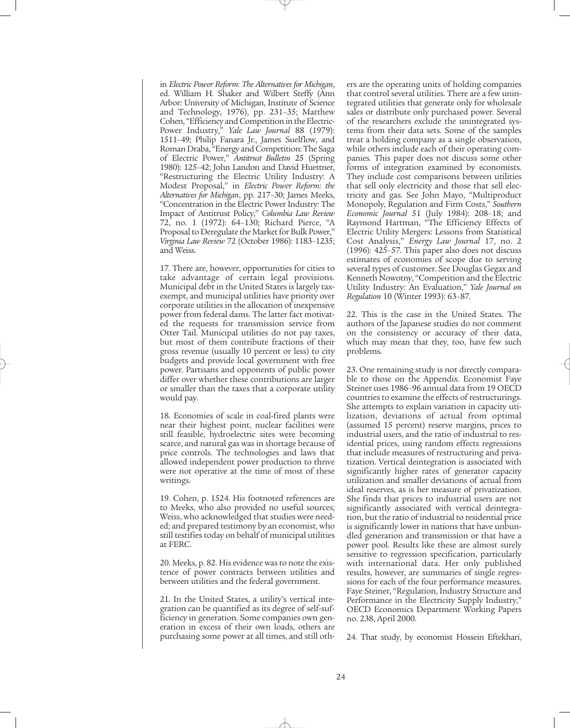in *Electric Power Reform: The Alternatives for Michigan*, ed. William H. Shaker and Wilbert Steffy (Ann Arbor: University of Michigan, Institute of Science and Technology, 1976), pp. 231–35; Matthew Cohen, "Efficiency and Competition in the Electric-Power Industry," *Yale Law Journal* 88 (1979): 1511–49; Philip Fanara Jr., James Suelflow, and Roman Draba, "Energy and Competition: The Saga of Electric Power," *Antitrust Bulletin* 25 (Spring 1980): 125–42; John Landon and David Huettner, "Restructuring the Electric Utility Industry: A Modest Proposal," in *Electric Power Reform: the Alternatives for Michigan*, pp. 217–30; James Meeks, "Concentration in the Electric Power Industry: The Impact of Antitrust Policy," *Columbia Law Review* 72, no. 1 (1972): 64–130; Richard Pierce, "A Proposal to Deregulate the Market for Bulk Power," *Virginia Law Review* 72 (October 1986): 1183–1235; and Weiss.

17. There are, however, opportunities for cities to take advantage of certain legal provisions. Municipal debt in the United States is largely tax-exempt, and municipal utilities have priority over corporate utilities in the allocation of inexpensive power from federal dams. The latter fact motivated the requests for transmission service from Otter Tail. Municipal utilities do not pay taxes, but most of them contribute fractions of their gross revenue (usually 10 percent or less) to city budgets and provide local government with free power. Partisans and opponents of public power differ over whether these contributions are larger or smaller than the taxes that a corporate utility would pay.

18. Economies of scale in coal-fired plants were near their highest point, nuclear facilities were still feasible, hydroelectric sites were becoming scarce, and natural gas was in shortage because of price controls. The technologies and laws that allowed independent power production to thrive were not operative at the time of most of these writings.

19. Cohen, p. 1524. His footnoted references are to Meeks, who also provided no useful sources; Weiss, who acknowledged that studies were needed; and prepared testimony by an economist, who still testifies today on behalf of municipal utilities at FERC.

20. Meeks, p. 82. His evidence was to note the existence of power contracts between utilities and between utilities and the federal government.

21. In the United States, a utility's vertical integration can be quantified as its degree of self-sufficiency in generation. Some companies own generation in excess of their own loads, others are purchasing some power at all times, and still others are the operating units of holding companies that control several utilities. There are a few unintegrated utilities that generate only for wholesale sales or distribute only purchased power. Several of the researchers exclude the unintegrated systems from their data sets. Some of the samples treat a holding company as a single observation, while others include each of their operating companies. This paper does not discuss some other forms of integration examined by economists. They include cost comparisons between utilities that sell only electricity and those that sell electricity and gas. See John Mayo, "Multiproduct Monopoly, Regulation and Firm Costs," *Southern Economic Journal* 51 (July 1984): 208–18; and Raymond Hartman, "The Efficiency Effects of Electric Utility Mergers: Lessons from Statistical Cost Analysis," *Energy Law Journal* 17, no. 2 (1996): 425–57. This paper also does not discuss estimates of economies of scope due to serving several types of customer. See Douglas Gegax and Kenneth Nowotny, "Competition and the Electric Utility Industry: An Evaluation," *Yale Journal on Regulation* 10 (Winter 1993): 63–87.

22. This is the case in the United States. The authors of the Japanese studies do not comment on the consistency or accuracy of their data, which may mean that they, too, have few such problems.

23. One remaining study is not directly comparable to those on the Appendix. Economist Faye Steiner uses 1986–96 annual data from 19 OECD countries to examine the effects of restructurings. She attempts to explain variation in capacity utilization, deviations of actual from optimal (assumed 15 percent) reserve margins, prices to industrial users, and the ratio of industrial to residential prices, using random effects regressions that include measures of restructuring and privatization. Vertical deintegration is associated with significantly higher rates of generator capacity utilization and smaller deviations of actual from ideal reserves, as is her measure of privatization. She finds that prices to industrial users are not significantly associated with vertical deintegration, but the ratio of industrial to residential price is significantly lower in nations that have unbundled generation and transmission or that have a power pool. Results like these are almost surely sensitive to regression specification, particularly with international data. Her only published results, however, are summaries of single regressions for each of the four performance measures. Faye Steiner, "Regulation, Industry Structure and Performance in the Electricity Supply Industry," OECD Economics Department Working Papers no. 238, April 2000.

24. That study, by economist Hossein Eftekhari,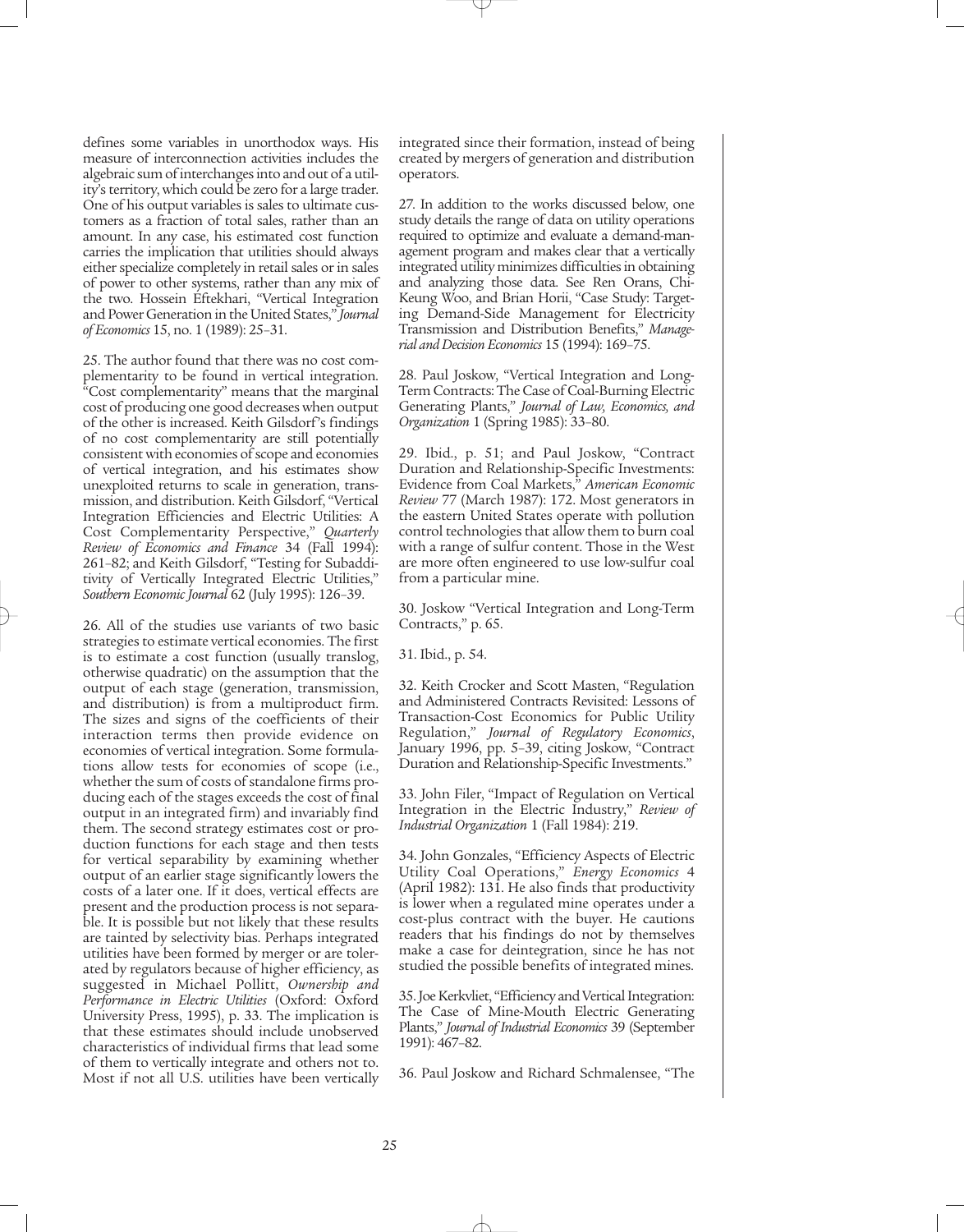defines some variables in unorthodox ways. His measure of interconnection activities includes the algebraic sum of interchanges into and out of a utility's territory, which could be zero for a large trader. One of his output variables is sales to ultimate customers as a fraction of total sales, rather than an amount. In any case, his estimated cost function carries the implication that utilities should always either specialize completely in retail sales or in sales of power to other systems, rather than any mix of the two. Hossein Eftekhari, "Vertical Integration and Power Generation in the United States," *Journal of Economics* 15, no. 1 (1989): 25–31.

25. The author found that there was no cost complementarity to be found in vertical integration. "Cost complementarity" means that the marginal cost of producing one good decreases when output of the other is increased. Keith Gilsdorf's findings of no cost complementarity are still potentially consistent with economies of scope and economies of vertical integration, and his estimates show unexploited returns to scale in generation, transmission, and distribution. Keith Gilsdorf, "Vertical Integration Efficiencies and Electric Utilities: A Cost Complementarity Perspective," *Quarterly Review of Economics and Finance* 34 (Fall 1994): 261–82; and Keith Gilsdorf, "Testing for Subadditivity of Vertically Integrated Electric Utilities," *Southern Economic Journal* 62 (July 1995): 126–39.

26. All of the studies use variants of two basic strategies to estimate vertical economies. The first is to estimate a cost function (usually translog, otherwise quadratic) on the assumption that the output of each stage (generation, transmission, and distribution) is from a multiproduct firm. The sizes and signs of the coefficients of their interaction terms then provide evidence on economies of vertical integration. Some formulations allow tests for economies of scope (i.e., whether the sum of costs of standalone firms producing each of the stages exceeds the cost of final output in an integrated firm) and invariably find them. The second strategy estimates cost or production functions for each stage and then tests for vertical separability by examining whether output of an earlier stage significantly lowers the costs of a later one. If it does, vertical effects are present and the production process is not separable. It is possible but not likely that these results are tainted by selectivity bias. Perhaps integrated utilities have been formed by merger or are tolerated by regulators because of higher efficiency, as suggested in Michael Pollitt, *Ownership and Performance in Electric Utilities* (Oxford: Oxford University Press, 1995), p. 33. The implication is that these estimates should include unobserved characteristics of individual firms that lead some of them to vertically integrate and others not to. Most if not all U.S. utilities have been vertically integrated since their formation, instead of being created by mergers of generation and distribution operators.

27. In addition to the works discussed below, one study details the range of data on utility operations required to optimize and evaluate a demand-management program and makes clear that a vertically integrated utility minimizes difficulties in obtaining and analyzing those data. See Ren Orans, Chi-Keung Woo, and Brian Horii, "Case Study: Targeting Demand-Side Management for Electricity Transmission and Distribution Benefits," *Managerial and Decision Economics* 15 (1994): 169–75.

28. Paul Joskow, "Vertical Integration and Long-Term Contracts: The Case of Coal-Burning Electric Generating Plants," *Journal of Law, Economics, and Organization* 1 (Spring 1985): 33–80.

29. Ibid., p. 51; and Paul Joskow, "Contract Duration and Relationship-Specific Investments: Evidence from Coal Markets," *American Economic Review* 77 (March 1987): 172. Most generators in the eastern United States operate with pollution control technologies that allow them to burn coal with a range of sulfur content. Those in the West are more often engineered to use low-sulfur coal from a particular mine.

30. Joskow "Vertical Integration and Long-Term Contracts," p. 65.

31. Ibid., p. 54.

32. Keith Crocker and Scott Masten, "Regulation and Administered Contracts Revisited: Lessons of Transaction-Cost Economics for Public Utility Regulation," *Journal of Regulatory Economics*, January 1996, pp. 5–39, citing Joskow, "Contract Duration and Relationship-Specific Investments."

33. John Filer, "Impact of Regulation on Vertical Integration in the Electric Industry," *Review of Industrial Organization* 1 (Fall 1984): 219.

34. John Gonzales, "Efficiency Aspects of Electric Utility Coal Operations," *Energy Economics* 4 (April 1982): 131. He also finds that productivity is lower when a regulated mine operates under a cost-plus contract with the buyer. He cautions readers that his findings do not by themselves make a case for deintegration, since he has not studied the possible benefits of integrated mines.

35. Joe Kerkvliet, "Efficiency and Vertical Integration: The Case of Mine-Mouth Electric Generating Plants," *Journal of Industrial Economics* 39 (September 1991): 467–82.

36. Paul Joskow and Richard Schmalensee, "The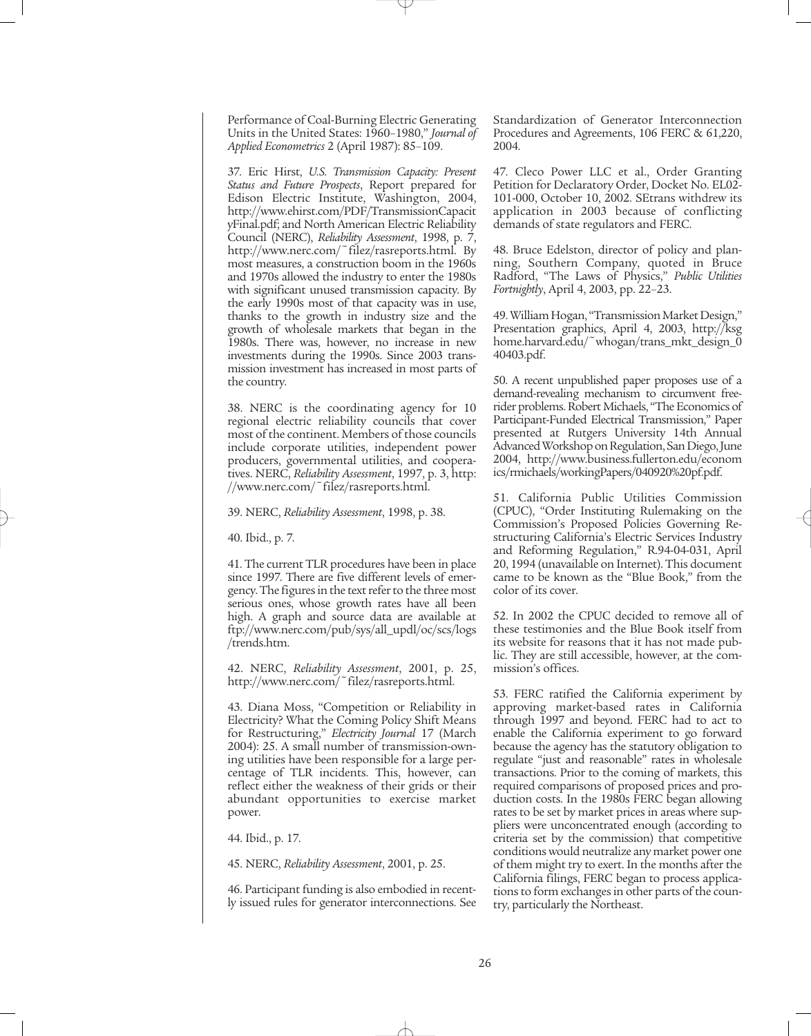Performance of Coal-Burning Electric Generating Units in the United States: 1960–1980," *Journal of Applied Econometrics* 2 (April 1987): 85–109.

37. Eric Hirst, *U.S. Transmission Capacity: Present Status and Future Prospects*, Report prepared for Edison Electric Institute, Washington, 2004, http://www.ehirst.com/PDF/TransmissionCapacityFinal.pdf; and North American Electric Reliability Council (NERC), *Reliability Assessment*, 1998, p. 7, http://www.nerc.com/~filez/rasreports.html. By most measures, a construction boom in the 1960s and 1970s allowed the industry to enter the 1980s with significant unused transmission capacity. By the early 1990s most of that capacity was in use, thanks to the growth in industry size and the growth of wholesale markets that began in the 1980s. There was, however, no increase in new investments during the 1990s. Since 2003 transmission investment has increased in most parts of the country.

38. NERC is the coordinating agency for 10 regional electric reliability councils that cover most of the continent. Members of those councils include corporate utilities, independent power producers, governmental utilities, and cooperatives. NERC, *Reliability Assessment*, 1997, p. 3, http://www.nerc.com/~filez/rasreports.html.

39. NERC, *Reliability Assessment*, 1998, p. 38.

40. Ibid., p. 7.

41. The current TLR procedures have been in place since 1997. There are five different levels of emergency. The figures in the text refer to the three most serious ones, whose growth rates have all been high. A graph and source data are available at ftp://www.nerc.com/pub/sys/all_updl/oc/scs/logs/trends.htm.

42. NERC, *Reliability Assessment*, 2001, p. 25, http://www.nerc.com/~filez/rasreports.html.

43. Diana Moss, "Competition or Reliability in Electricity? What the Coming Policy Shift Means for Restructuring," *Electricity Journal* 17 (March 2004): 25. A small number of transmission-owning utilities have been responsible for a large percentage of TLR incidents. This, however, can reflect either the weakness of their grids or their abundant opportunities to exercise market power.

44. Ibid., p. 17.

45. NERC, *Reliability Assessment*, 2001, p. 25.

46. Participant funding is also embodied in recently issued rules for generator interconnections. See Standardization of Generator Interconnection Procedures and Agreements, 106 FERC & 61,220, 2004.

47. Cleco Power LLC et al., Order Granting Petition for Declaratory Order, Docket No. EL02-101-000, October 10, 2002. SEtrans withdrew its application in 2003 because of conflicting demands of state regulators and FERC.

48. Bruce Edelston, director of policy and planning, Southern Company, quoted in Bruce Radford, "The Laws of Physics," *Public Utilities Fortnightly*, April 4, 2003, pp. 22–23.

49. William Hogan, "Transmission Market Design," Presentation graphics, April 4, 2003, http://ksghome.harvard.edu/~whogan/trans_mkt_design_040403.pdf.

50. A recent unpublished paper proposes use of a demand-revealing mechanism to circumvent free-rider problems. Robert Michaels, "The Economics of Participant-Funded Electrical Transmission," Paper presented at Rutgers University 14th Annual Advanced Workshop on Regulation, San Diego, June 2004, http://www.business.fullerton.edu/economics/rmichaels/workingPapers/040920%20pf.pdf.

51. California Public Utilities Commission (CPUC), "Order Instituting Rulemaking on the Commission's Proposed Policies Governing Restructuring California's Electric Services Industry and Reforming Regulation," R.94-04-031, April 20, 1994 (unavailable on Internet). This document came to be known as the "Blue Book," from the color of its cover.

52. In 2002 the CPUC decided to remove all of these testimonies and the Blue Book itself from its website for reasons that it has not made public. They are still accessible, however, at the commission's offices.

53. FERC ratified the California experiment by approving market-based rates in California through 1997 and beyond. FERC had to act to enable the California experiment to go forward because the agency has the statutory obligation to regulate "just and reasonable" rates in wholesale transactions. Prior to the coming of markets, this required comparisons of proposed prices and production costs. In the 1980s FERC began allowing rates to be set by market prices in areas where suppliers were unconcentrated enough (according to criteria set by the commission) that competitive conditions would neutralize any market power one of them might try to exert. In the months after the California filings, FERC began to process applications to form exchanges in other parts of the country, particularly the Northeast.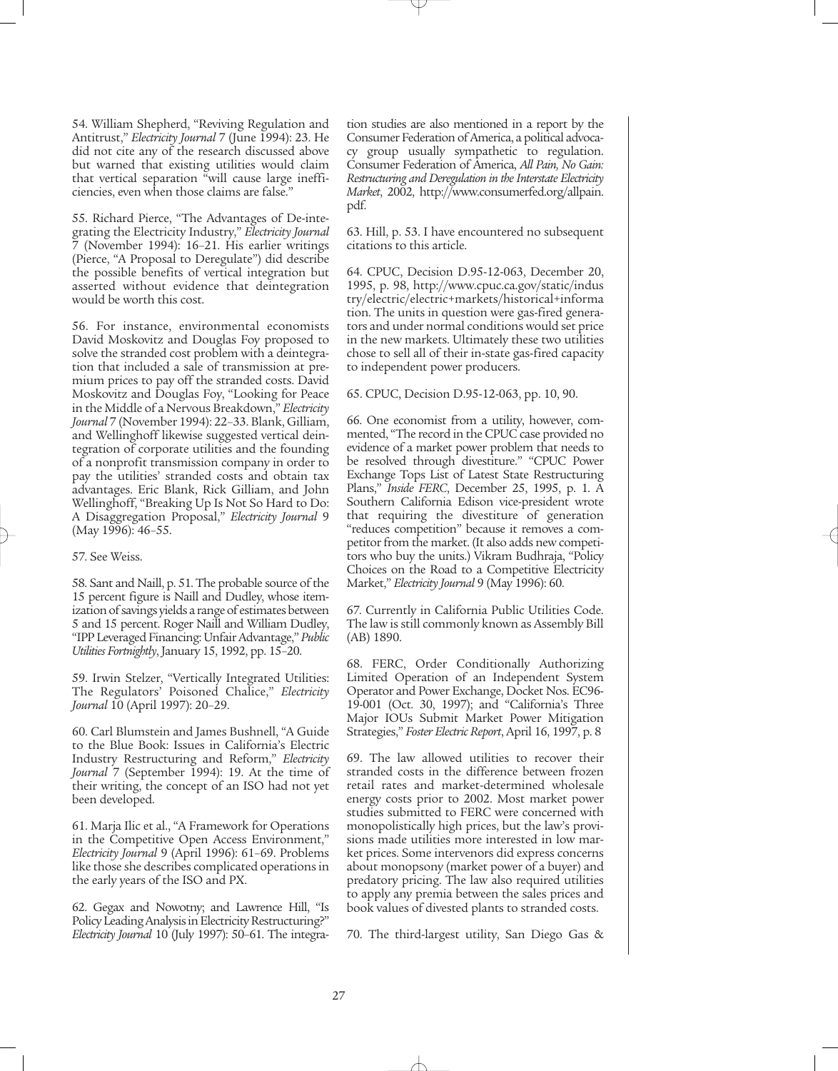54. William Shepherd, "Reviving Regulation and Antitrust," *Electricity Journal* 7 (June 1994): 23. He did not cite any of the research discussed above but warned that existing utilities would claim that vertical separation "will cause large inefficiencies, even when those claims are false."

55. Richard Pierce, "The Advantages of De-integrating the Electricity Industry," *Electricity Journal* 7 (November 1994): 16–21. His earlier writings (Pierce, "A Proposal to Deregulate") did describe the possible benefits of vertical integration but asserted without evidence that deintegration would be worth this cost.

56. For instance, environmental economists David Moskovitz and Douglas Foy proposed to solve the stranded cost problem with a deintegration that included a sale of transmission at premium prices to pay off the stranded costs. David Moskovitz and Douglas Foy, "Looking for Peace in the Middle of a Nervous Breakdown," *Electricity Journal* 7 (November 1994): 22–33. Blank, Gilliam, and Wellinghoff likewise suggested vertical deintegration of corporate utilities and the founding of a nonprofit transmission company in order to pay the utilities' stranded costs and obtain tax advantages. Eric Blank, Rick Gilliam, and John Wellinghoff, "Breaking Up Is Not So Hard to Do: A Disaggregation Proposal," *Electricity Journal* 9 (May 1996): 46–55.

57. See Weiss.

58. Sant and Naill, p. 51. The probable source of the 15 percent figure is Naill and Dudley, whose itemization of savings yields a range of estimates between 5 and 15 percent. Roger Naill and William Dudley, "IPP Leveraged Financing: Unfair Advantage," *Public Utilities Fortnightly*, January 15, 1992, pp. 15–20.

59. Irwin Stelzer, "Vertically Integrated Utilities: The Regulators' Poisoned Chalice," *Electricity Journal* 10 (April 1997): 20–29.

60. Carl Blumstein and James Bushnell, "A Guide to the Blue Book: Issues in California's Electric Industry Restructuring and Reform," *Electricity Journal* 7 (September 1994): 19. At the time of their writing, the concept of an ISO had not yet been developed.

61. Marja Ilic et al., "A Framework for Operations in the Competitive Open Access Environment," *Electricity Journal* 9 (April 1996): 61–69. Problems like those she describes complicated operations in the early years of the ISO and PX.

62. Gegax and Nowotny; and Lawrence Hill, "Is Policy Leading Analysis in Electricity Restructuring?" *Electricity Journal* 10 (July 1997): 50–61. The integration studies are also mentioned in a report by the Consumer Federation of America, a political advocacy group usually sympathetic to regulation. Consumer Federation of America, *All Pain, No Gain: Restructuring and Deregulation in the Interstate Electricity Market*, 2002, http://www.consumerfed.org/allpain.pdf.

63. Hill, p. 53. I have encountered no subsequent citations to this article.

64. CPUC, Decision D.95-12-063, December 20, 1995, p. 98, http://www.cpuc.ca.gov/static/industry/electric/electric+markets/historical+information. The units in question were gas-fired generators and under normal conditions would set price in the new markets. Ultimately these two utilities chose to sell all of their in-state gas-fired capacity to independent power producers.

65. CPUC, Decision D.95-12-063, pp. 10, 90.

66. One economist from a utility, however, commented, "The record in the CPUC case provided no evidence of a market power problem that needs to be resolved through divestiture." "CPUC Power Exchange Tops List of Latest State Restructuring Plans," *Inside FERC*, December 25, 1995, p. 1. A Southern California Edison vice-president wrote that requiring the divestiture of generation "reduces competition" because it removes a competitor from the market. (It also adds new competitors who buy the units.) Vikram Budhraja, "Policy Choices on the Road to a Competitive Electricity Market," *Electricity Journal* 9 (May 1996): 60.

67. Currently in California Public Utilities Code. The law is still commonly known as Assembly Bill (AB) 1890.

68. FERC, Order Conditionally Authorizing Limited Operation of an Independent System Operator and Power Exchange, Docket Nos. EC96-19-001 (Oct. 30, 1997); and "California's Three Major IOUs Submit Market Power Mitigation Strategies," *Foster Electric Report*, April 16, 1997, p. 8

69. The law allowed utilities to recover their stranded costs in the difference between frozen retail rates and market-determined wholesale energy costs prior to 2002. Most market power studies submitted to FERC were concerned with monopolistically high prices, but the law's provisions made utilities more interested in low market prices. Some intervenors did express concerns about monopsony (market power of a buyer) and predatory pricing. The law also required utilities to apply any premia between the sales prices and book values of divested plants to stranded costs.

70. The third-largest utility, San Diego Gas &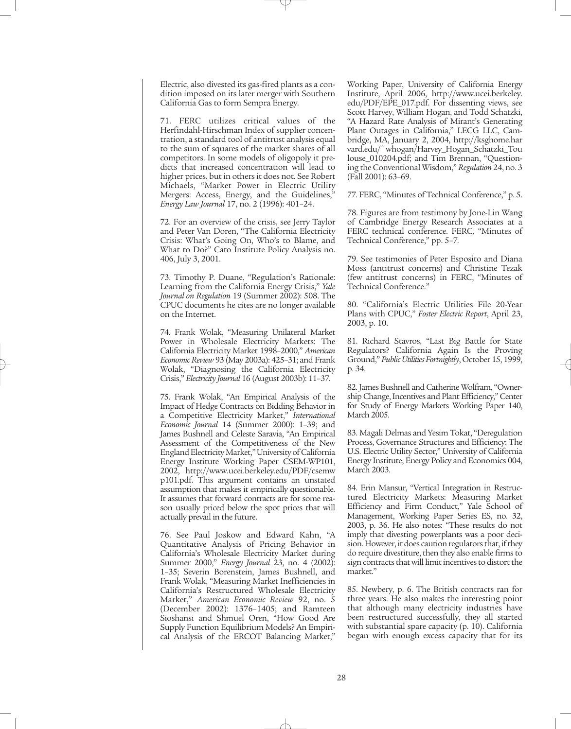Electric, also divested its gas-fired plants as a condition imposed on its later merger with Southern California Gas to form Sempra Energy.

71. FERC utilizes critical values of the Herfindahl-Hirschman Index of supplier concentration, a standard tool of antitrust analysis equal to the sum of squares of the market shares of all competitors. In some models of oligopoly it predicts that increased concentration will lead to higher prices, but in others it does not. See Robert Michaels, "Market Power in Electric Utility Mergers: Access, Energy, and the Guidelines," *Energy Law Journal* 17, no. 2 (1996): 401–24.

72. For an overview of the crisis, see Jerry Taylor and Peter Van Doren, "The California Electricity Crisis: What's Going On, Who's to Blame, and What to Do?" Cato Institute Policy Analysis no. 406, July 3, 2001.

73. Timothy P. Duane, "Regulation's Rationale: Learning from the California Energy Crisis," *Yale Journal on Regulation* 19 (Summer 2002): 508. The CPUC documents he cites are no longer available on the Internet.

74. Frank Wolak, "Measuring Unilateral Market Power in Wholesale Electricity Markets: The California Electricity Market 1998–2000," *American Economic Review* 93 (May 2003a): 425–31; and Frank Wolak, "Diagnosing the California Electricity Crisis," *Electricity Journal* 16 (August 2003b): 11–37.

75. Frank Wolak, "An Empirical Analysis of the Impact of Hedge Contracts on Bidding Behavior in a Competitive Electricity Market," *International Economic Journal* 14 (Summer 2000): 1–39; and James Bushnell and Celeste Saravia, "An Empirical Assessment of the Competitiveness of the New England Electricity Market," University of California Energy Institute Working Paper CSEM-WP101, 2002, http://www.ucei.berkeley.edu/PDF/csemwp101.pdf. This argument contains an unstated assumption that makes it empirically questionable. It assumes that forward contracts are for some reason usually priced below the spot prices that will actually prevail in the future.

76. See Paul Joskow and Edward Kahn, "A Quantitative Analysis of Pricing Behavior in California's Wholesale Electricity Market during Summer 2000," *Energy Journal* 23, no. 4 (2002): 1–35; Severin Borenstein, James Bushnell, and Frank Wolak, "Measuring Market Inefficiencies in California's Restructured Wholesale Electricity Market," *American Economic Review* 92, no. 5 (December 2002): 1376–1405; and Ramteen Sioshansi and Shmuel Oren, "How Good Are Supply Function Equilibrium Models? An Empirical Analysis of the ERCOT Balancing Market," Working Paper, University of California Energy Institute, April 2006, http://www.ucei.berkeley.edu/PDF/EPE_017.pdf. For dissenting views, see Scott Harvey, William Hogan, and Todd Schatzki, "A Hazard Rate Analysis of Mirant's Generating Plant Outages in California," LECG LLC, Cambridge, MA, January 2, 2004, http://ksghome.harvard.edu/~whogan/Harvey_Hogan_Schatzki_Toulouse_010204.pdf; and Tim Brennan, "Questioning the Conventional Wisdom," *Regulation* 24, no. 3 (Fall 2001): 63–69.

77. FERC, "Minutes of Technical Conference," p. 5.

78. Figures are from testimony by Jone-Lin Wang of Cambridge Energy Research Associates at a FERC technical conference. FERC, "Minutes of Technical Conference," pp. 5–7.

79. See testimonies of Peter Esposito and Diana Moss (antitrust concerns) and Christine Tezak (few antitrust concerns) in FERC, "Minutes of Technical Conference."

80. "California's Electric Utilities File 20-Year Plans with CPUC," *Foster Electric Report*, April 23, 2003, p. 10.

81. Richard Stavros, "Last Big Battle for State Regulators? California Again Is the Proving Ground," *Public Utilities Fortnightly*, October 15, 1999, p. 34.

82. James Bushnell and Catherine Wolfram, "Ownership Change, Incentives and Plant Efficiency," Center for Study of Energy Markets Working Paper 140, March 2005.

83. Magali Delmas and Yesim Tokat, "Deregulation Process, Governance Structures and Efficiency: The U.S. Electric Utility Sector," University of California Energy Institute, Energy Policy and Economics 004, March 2003.

84. Erin Mansur, "Vertical Integration in Restructured Electricity Markets: Measuring Market Efficiency and Firm Conduct," Yale School of Management, Working Paper Series ES, no. 32, 2003, p. 36. He also notes: "These results do not imply that divesting powerplants was a poor decision. However, it does caution regulators that, if they do require divestiture, then they also enable firms to sign contracts that will limit incentives to distort the market."

85. Newbery, p. 6. The British contracts ran for three years. He also makes the interesting point that although many electricity industries have been restructured successfully, they all started with substantial spare capacity (p. 10). California began with enough excess capacity that for its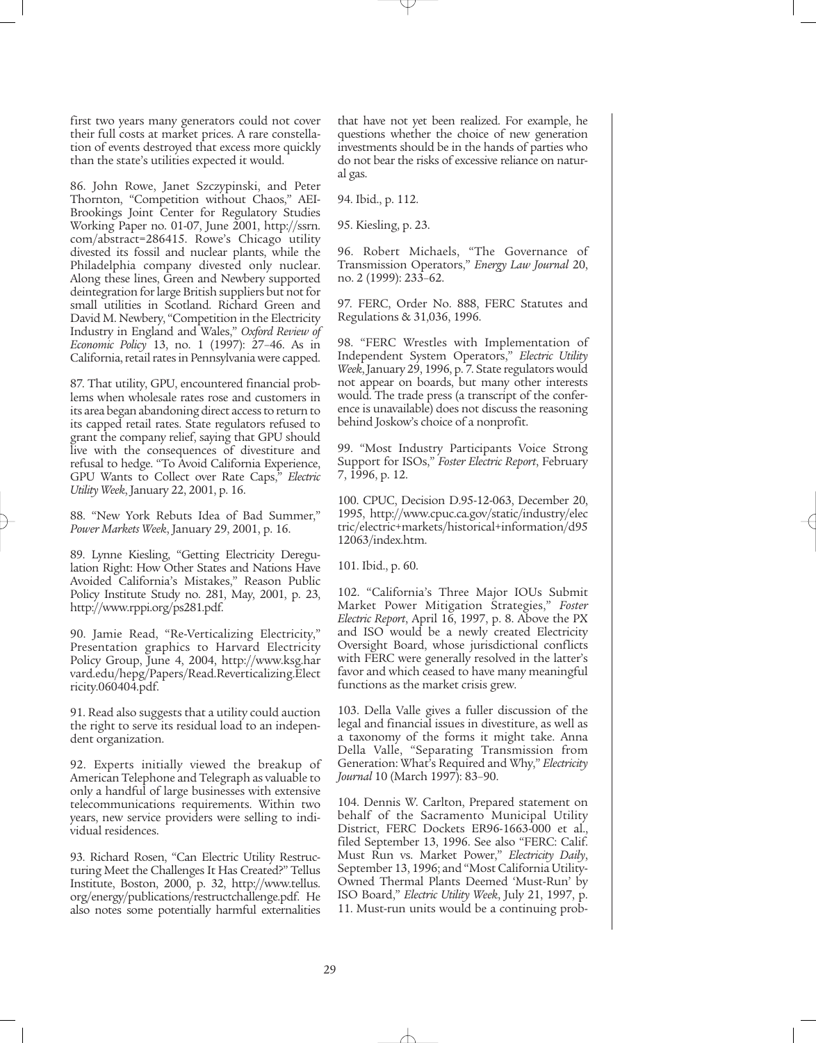first two years many generators could not cover their full costs at market prices. A rare constellation of events destroyed that excess more quickly than the state's utilities expected it would.

86. John Rowe, Janet Szczypinski, and Peter Thornton, "Competition without Chaos," AEI-Brookings Joint Center for Regulatory Studies Working Paper no. 01-07, June 2001, http://ssrn.com/abstract=286415. Rowe's Chicago utility divested its fossil and nuclear plants, while the Philadelphia company divested only nuclear. Along these lines, Green and Newbery supported deintegration for large British suppliers but not for small utilities in Scotland. Richard Green and David M. Newbery, "Competition in the Electricity Industry in England and Wales," *Oxford Review of Economic Policy* 13, no. 1 (1997): 27–46. As in California, retail rates in Pennsylvania were capped.

87. That utility, GPU, encountered financial problems when wholesale rates rose and customers in its area began abandoning direct access to return to its capped retail rates. State regulators refused to grant the company relief, saying that GPU should live with the consequences of divestiture and refusal to hedge. "To Avoid California Experience, GPU Wants to Collect over Rate Caps," *Electric Utility Week*, January 22, 2001, p. 16.

88. "New York Rebuts Idea of Bad Summer," *Power Markets Week*, January 29, 2001, p. 16.

89. Lynne Kiesling, "Getting Electricity Deregulation Right: How Other States and Nations Have Avoided California's Mistakes," Reason Public Policy Institute Study no. 281, May, 2001, p. 23, http://www.rppi.org/ps281.pdf.

90. Jamie Read, "Re-Verticalizing Electricity," Presentation graphics to Harvard Electricity Policy Group, June 4, 2004, http://www.ksg.harvard.edu/hepg/Papers/Read.Reverticalizing.Electricity.060404.pdf.

91. Read also suggests that a utility could auction the right to serve its residual load to an independent organization.

92. Experts initially viewed the breakup of American Telephone and Telegraph as valuable to only a handful of large businesses with extensive telecommunications requirements. Within two years, new service providers were selling to individual residences.

93. Richard Rosen, "Can Electric Utility Restructuring Meet the Challenges It Has Created?" Tellus Institute, Boston, 2000, p. 32, http://www.tellus.org/energy/publications/restructchallenge.pdf. He also notes some potentially harmful externalities that have not yet been realized. For example, he questions whether the choice of new generation investments should be in the hands of parties who do not bear the risks of excessive reliance on natural gas.

94. Ibid., p. 112.

95. Kiesling, p. 23.

96. Robert Michaels, "The Governance of Transmission Operators," *Energy Law Journal* 20, no. 2 (1999): 233–62.

97. FERC, Order No. 888, FERC Statutes and Regulations & 31,036, 1996.

98. "FERC Wrestles with Implementation of Independent System Operators," *Electric Utility Week*, January 29, 1996, p. 7. State regulators would not appear on boards, but many other interests would. The trade press (a transcript of the conference is unavailable) does not discuss the reasoning behind Joskow's choice of a nonprofit.

99. "Most Industry Participants Voice Strong Support for ISOs," *Foster Electric Report*, February 7, 1996, p. 12.

100. CPUC, Decision D.95-12-063, December 20, 1995, http://www.cpuc.ca.gov/static/industry/electric/electric+markets/historical+information/d9512063/index.htm.

101. Ibid., p. 60.

102. "California's Three Major IOUs Submit Market Power Mitigation Strategies," *Foster Electric Report*, April 16, 1997, p. 8. Above the PX and ISO would be a newly created Electricity Oversight Board, whose jurisdictional conflicts with FERC were generally resolved in the latter's favor and which ceased to have many meaningful functions as the market crisis grew.

103. Della Valle gives a fuller discussion of the legal and financial issues in divestiture, as well as a taxonomy of the forms it might take. Anna Della Valle, "Separating Transmission from Generation: What's Required and Why," *Electricity Journal* 10 (March 1997): 83–90.

104. Dennis W. Carlton, Prepared statement on behalf of the Sacramento Municipal Utility District, FERC Dockets ER96-1663-000 et al., filed September 13, 1996. See also "FERC: Calif. Must Run vs. Market Power," *Electricity Daily*, September 13, 1996; and "Most California Utility-Owned Thermal Plants Deemed 'Must-Run' by ISO Board," *Electric Utility Week*, July 21, 1997, p. 11. Must-run units would be a continuing prob-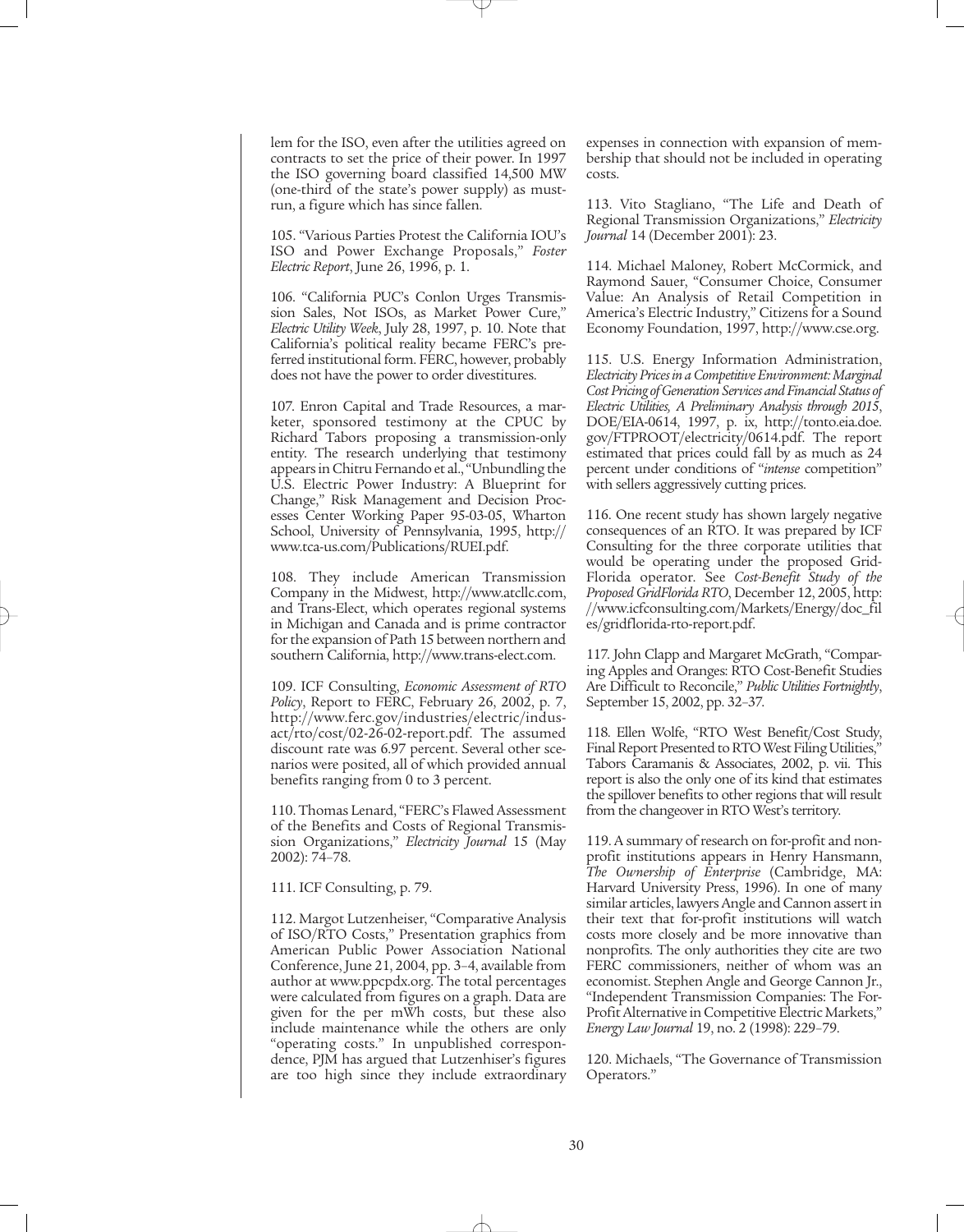lem for the ISO, even after the utilities agreed on contracts to set the price of their power. In 1997 the ISO governing board classified 14,500 MW (one-third of the state's power supply) as must-run, a figure which has since fallen.

105. "Various Parties Protest the California IOU's ISO and Power Exchange Proposals," *Foster Electric Report*, June 26, 1996, p. 1.

106. "California PUC's Conlon Urges Transmission Sales, Not ISOs, as Market Power Cure," *Electric Utility Week*, July 28, 1997, p. 10. Note that California's political reality became FERC's preferred institutional form. FERC, however, probably does not have the power to order divestitures.

107. Enron Capital and Trade Resources, a marketer, sponsored testimony at the CPUC by Richard Tabors proposing a transmission-only entity. The research underlying that testimony appears in Chitru Fernando et al., "Unbundling the U.S. Electric Power Industry: A Blueprint for Change," Risk Management and Decision Processes Center Working Paper 95-03-05, Wharton School, University of Pennsylvania, 1995, http://www.tca-us.com/Publications/RUEI.pdf.

108. They include American Transmission Company in the Midwest, http://www.atcllc.com, and Trans-Elect, which operates regional systems in Michigan and Canada and is prime contractor for the expansion of Path 15 between northern and southern California, http://www.trans-elect.com.

109. ICF Consulting, *Economic Assessment of RTO Policy*, Report to FERC, February 26, 2002, p. 7, http://www.ferc.gov/industries/electric/indus-act/rto/cost/02-26-02-report.pdf. The assumed discount rate was 6.97 percent. Several other scenarios were posited, all of which provided annual benefits ranging from 0 to 3 percent.

110. Thomas Lenard, "FERC's Flawed Assessment of the Benefits and Costs of Regional Transmission Organizations," *Electricity Journal* 15 (May 2002): 74–78.

111. ICF Consulting, p. 79.

112. Margot Lutzenheiser, "Comparative Analysis of ISO/RTO Costs," Presentation graphics from American Public Power Association National Conference, June 21, 2004, pp. 3–4, available from author at www.ppcpdx.org. The total percentages were calculated from figures on a graph. Data are given for the per mWh costs, but these also include maintenance while the others are only "operating costs." In unpublished correspondence, PJM has argued that Lutzenhiser's figures are too high since they include extraordinary expenses in connection with expansion of membership that should not be included in operating costs.

113. Vito Stagliano, "The Life and Death of Regional Transmission Organizations," *Electricity Journal* 14 (December 2001): 23.

114. Michael Maloney, Robert McCormick, and Raymond Sauer, "Consumer Choice, Consumer Value: An Analysis of Retail Competition in America's Electric Industry," Citizens for a Sound Economy Foundation, 1997, http://www.cse.org.

115. U.S. Energy Information Administration, *Electricity Prices in a Competitive Environment: Marginal Cost Pricing of Generation Services and Financial Status of Electric Utilities, A Preliminary Analysis through 2015*, DOE/EIA-0614, 1997, p. ix, http://tonto.eia.doe.gov/FTPROOT/electricity/0614.pdf. The report estimated that prices could fall by as much as 24 percent under conditions of "*intense* competition" with sellers aggressively cutting prices.

116. One recent study has shown largely negative consequences of an RTO. It was prepared by ICF Consulting for the three corporate utilities that would be operating under the proposed Grid-Florida operator. See *Cost-Benefit Study of the Proposed GridFlorida RTO*, December 12, 2005, http://www.icfconsulting.com/Markets/Energy/doc_files/gridflorida-rto-report.pdf.

117. John Clapp and Margaret McGrath, "Comparing Apples and Oranges: RTO Cost-Benefit Studies Are Difficult to Reconcile," *Public Utilities Fortnightly*, September 15, 2002, pp. 32–37.

118. Ellen Wolfe, "RTO West Benefit/Cost Study, Final Report Presented to RTO West Filing Utilities," Tabors Caramanis & Associates, 2002, p. vii. This report is also the only one of its kind that estimates the spillover benefits to other regions that will result from the changeover in RTO West's territory.

119. A summary of research on for-profit and nonprofit institutions appears in Henry Hansmann, *The Ownership of Enterprise* (Cambridge, MA: Harvard University Press, 1996). In one of many similar articles, lawyers Angle and Cannon assert in their text that for-profit institutions will watch costs more closely and be more innovative than nonprofits. The only authorities they cite are two FERC commissioners, neither of whom was an economist. Stephen Angle and George Cannon Jr., "Independent Transmission Companies: The For-Profit Alternative in Competitive Electric Markets," *Energy Law Journal* 19, no. 2 (1998): 229–79.

120. Michaels, "The Governance of Transmission Operators."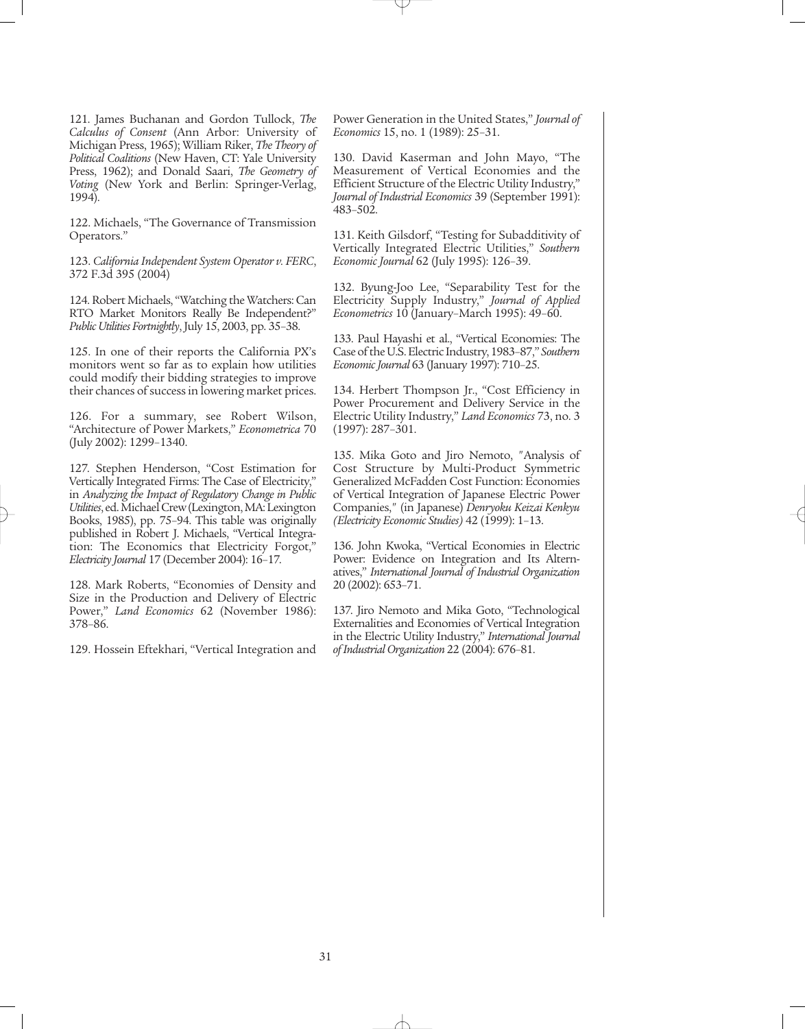121. James Buchanan and Gordon Tullock, *The Calculus of Consent* (Ann Arbor: University of Michigan Press, 1965); William Riker, *The Theory of Political Coalitions* (New Haven, CT: Yale University Press, 1962); and Donald Saari, *The Geometry of Voting* (New York and Berlin: Springer-Verlag, 1994).

122. Michaels, "The Governance of Transmission Operators."

123. *California Independent System Operator v. FERC*, 372 F.3d 395 (2004)

124. Robert Michaels, "Watching the Watchers: Can RTO Market Monitors Really Be Independent?" *Public Utilities Fortnightly*, July 15, 2003, pp. 35–38.

125. In one of their reports the California PX's monitors went so far as to explain how utilities could modify their bidding strategies to improve their chances of success in lowering market prices.

126. For a summary, see Robert Wilson, "Architecture of Power Markets," *Econometrica* 70 (July 2002): 1299–1340.

127. Stephen Henderson, "Cost Estimation for Vertically Integrated Firms: The Case of Electricity," in *Analyzing the Impact of Regulatory Change in Public Utilities*, ed. Michael Crew (Lexington, MA: Lexington Books, 1985), pp. 75–94. This table was originally published in Robert J. Michaels, "Vertical Integration: The Economics that Electricity Forgot," *Electricity Journal* 17 (December 2004): 16–17.

128. Mark Roberts, "Economies of Density and Size in the Production and Delivery of Electric Power," *Land Economics* 62 (November 1986): 378–86.

129. Hossein Eftekhari, "Vertical Integration and Power Generation in the United States," *Journal of Economics* 15, no. 1 (1989): 25–31.

130. David Kaserman and John Mayo, "The Measurement of Vertical Economies and the Efficient Structure of the Electric Utility Industry," *Journal of Industrial Economics* 39 (September 1991): 483–502.

131. Keith Gilsdorf, "Testing for Subadditivity of Vertically Integrated Electric Utilities," *Southern Economic Journal* 62 (July 1995): 126–39.

132. Byung-Joo Lee, "Separability Test for the Electricity Supply Industry," *Journal of Applied Econometrics* 10 (January–March 1995): 49–60.

133. Paul Hayashi et al., "Vertical Economies: The Case of the U.S. Electric Industry, 1983–87," *Southern Economic Journal* 63 (January 1997): 710–25.

134. Herbert Thompson Jr., "Cost Efficiency in Power Procurement and Delivery Service in the Electric Utility Industry," *Land Economics* 73, no. 3 (1997): 287–301.

135. Mika Goto and Jiro Nemoto, "Analysis of Cost Structure by Multi-Product Symmetric Generalized McFadden Cost Function: Economies of Vertical Integration of Japanese Electric Power Companies," (in Japanese) *Denryoku Keizai Kenkyu (Electricity Economic Studies)* 42 (1999): 1–13.

136. John Kwoka, "Vertical Economies in Electric Power: Evidence on Integration and Its Alternatives," *International Journal of Industrial Organization* 20 (2002): 653–71.

137. Jiro Nemoto and Mika Goto, "Technological Externalities and Economies of Vertical Integration in the Electric Utility Industry," *International Journal of Industrial Organization* 22 (2004): 676–81.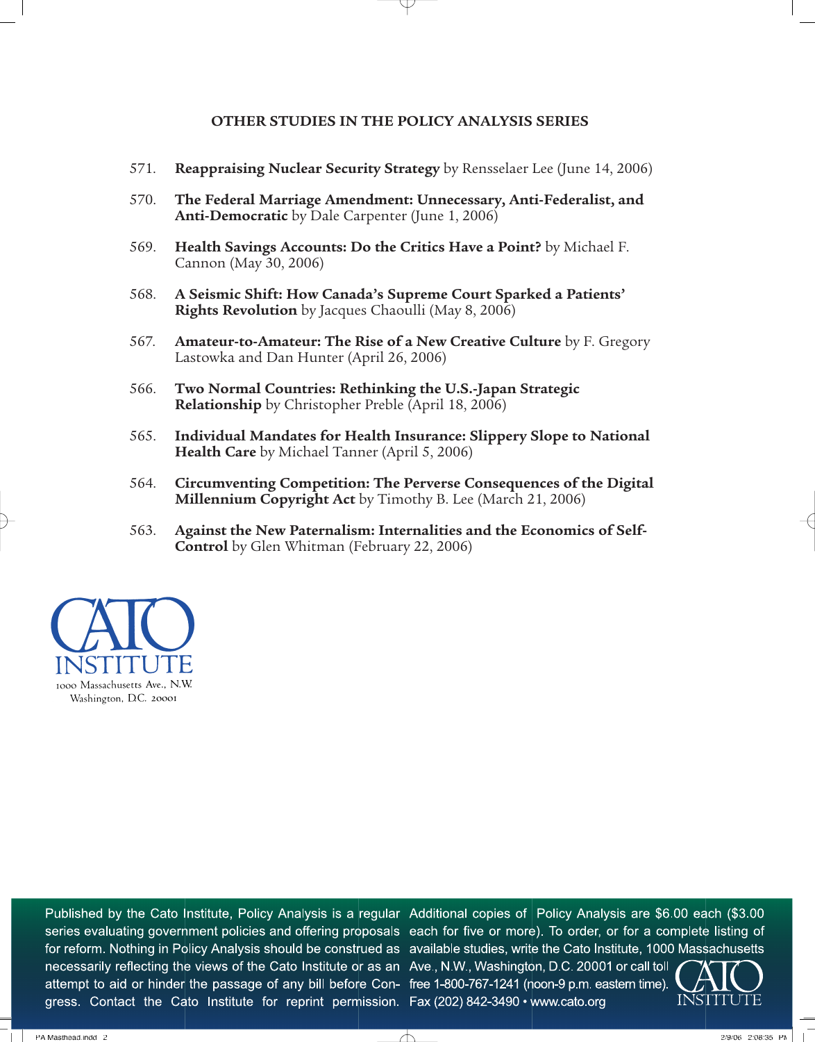## OTHER STUDIES IN THE POLICY ANALYSIS SERIES

571. **Reappraising Nuclear Security Strategy** by Rensselaer Lee (June 14, 2006)

570. **The Federal Marriage Amendment: Unnecessary, Anti-Federalist, and Anti-Democratic** by Dale Carpenter (June 1, 2006)

569. **Health Savings Accounts: Do the Critics Have a Point?** by Michael F. Cannon (May 30, 2006)

568. **A Seismic Shift: How Canada's Supreme Court Sparked a Patients' Rights Revolution** by Jacques Chaoulli (May 8, 2006)

567. **Amateur-to-Amateur: The Rise of a New Creative Culture** by F. Gregory Lastowka and Dan Hunter (April 26, 2006)

566. **Two Normal Countries: Rethinking the U.S.-Japan Strategic Relationship** by Christopher Preble (April 18, 2006)

565. **Individual Mandates for Health Insurance: Slippery Slope to National Health Care** by Michael Tanner (April 5, 2006)

564. **Circumventing Competition: The Perverse Consequences of the Digital Millennium Copyright Act** by Timothy B. Lee (March 21, 2006)

563. **Against the New Paternalism: Internalities and the Economics of Self-Control** by Glen Whitman (February 22, 2006)

CATO INSTITUTE
1000 Massachusetts Ave., N.W.
Washington, D.C. 20001

Published by the Cato Institute, Policy Analysis is a regular series evaluating government policies and offering proposals for reform. Nothing in Policy Analysis should be construed as necessarily reflecting the views of the Cato Institute or as an attempt to aid or hinder the passage of any bill before Congress. Contact the Cato Institute for reprint permission. Additional copies of Policy Analysis are $6.00 each ($3.00 each for five or more). To order, or for a complete listing of available studies, write the Cato Institute, 1000 Massachusetts Ave., N.W., Washington, D.C. 20001 or call toll free 1-800-767-1241 (noon-9 p.m. eastern time). Fax (202) 842-3490 • www.cato.org